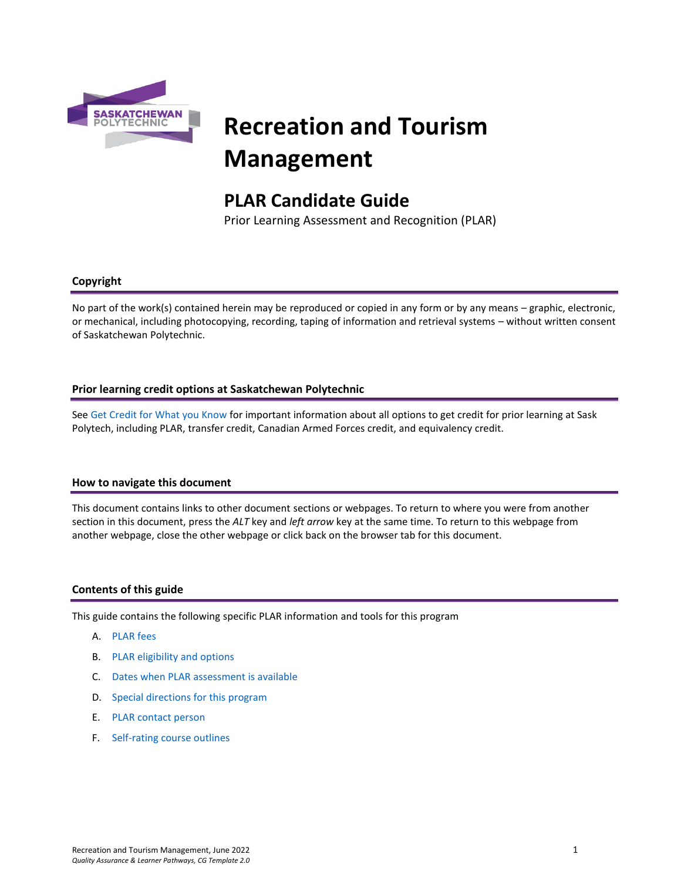# Recreation and Tourism Management

## PLAR Candidate Guide

Prior Learning Assessment and Recognition (PLAR)

### Copyright

No part of the work(s) contained herein may be reproduced or copied in any form or by any means – graphic, electronic, or mechanical, including photocopying, recording, taping of information and retrieval systems – without written consent of Saskatchewan Polytechnic.

### Prior learning credit options at Saskatchewan Polytechnic

See Get Credit for What you Know for important information about all options to get credit for prior learning at Sask Polytech, including PLAR, transfer credit, Canadian Armed Forces credit, and equivalency credit.

### How to navigate this document

This document contains links to other document sections or webpages. To return to where you were from another section in this document, press the *ALT* key and *left arrow* key at the same time. To return to this webpage from another webpage, close the other webpage or click back on the browser tab for this document.

### Contents of this guide

This guide contains the following specific PLAR information and tools for this program

A. PLAR fees
B. PLAR eligibility and options
C. Dates when PLAR assessment is available
D. Special directions for this program
E. PLAR contact person
F. Self-rating course outlines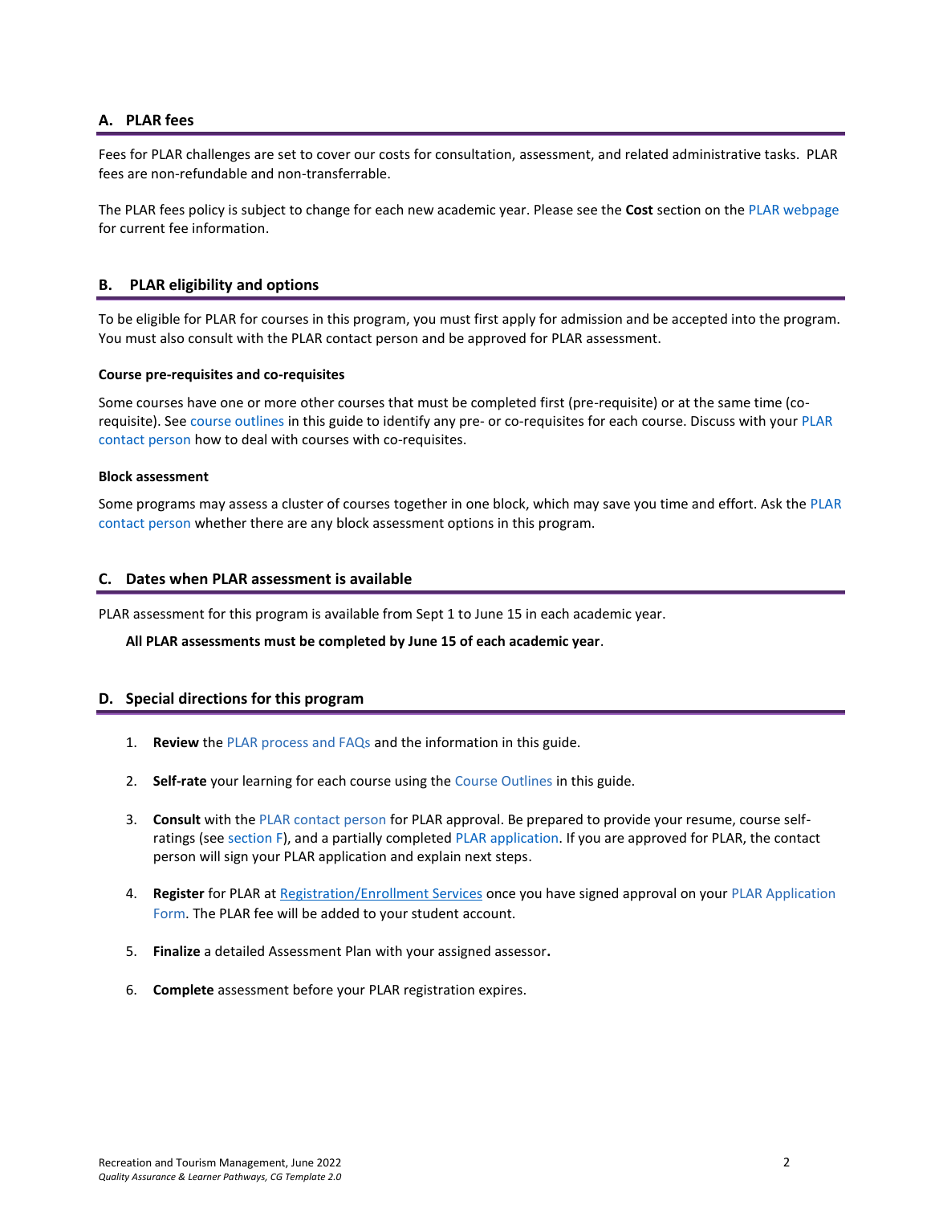## A. PLAR fees

Fees for PLAR challenges are set to cover our costs for consultation, assessment, and related administrative tasks. PLAR fees are non-refundable and non-transferrable.

The PLAR fees policy is subject to change for each new academic year. Please see the **Cost** section on the PLAR webpage for current fee information.

## B. PLAR eligibility and options

To be eligible for PLAR for courses in this program, you must first apply for admission and be accepted into the program. You must also consult with the PLAR contact person and be approved for PLAR assessment.

#### Course pre-requisites and co-requisites

Some courses have one or more other courses that must be completed first (pre-requisite) or at the same time (co-requisite). See course outlines in this guide to identify any pre- or co-requisites for each course. Discuss with your PLAR contact person how to deal with courses with co-requisites.

#### Block assessment

Some programs may assess a cluster of courses together in one block, which may save you time and effort. Ask the PLAR contact person whether there are any block assessment options in this program.

## C. Dates when PLAR assessment is available

PLAR assessment for this program is available from Sept 1 to June 15 in each academic year.

**All PLAR assessments must be completed by June 15 of each academic year**.

## D. Special directions for this program

1. **Review** the PLAR process and FAQs and the information in this guide.
2. **Self-rate** your learning for each course using the Course Outlines in this guide.
3. **Consult** with the PLAR contact person for PLAR approval. Be prepared to provide your resume, course self-ratings (see section F), and a partially completed PLAR application. If you are approved for PLAR, the contact person will sign your PLAR application and explain next steps.
4. **Register** for PLAR at Registration/Enrollment Services once you have signed approval on your PLAR Application Form. The PLAR fee will be added to your student account.
5. **Finalize** a detailed Assessment Plan with your assigned assessor**.**
6. **Complete** assessment before your PLAR registration expires.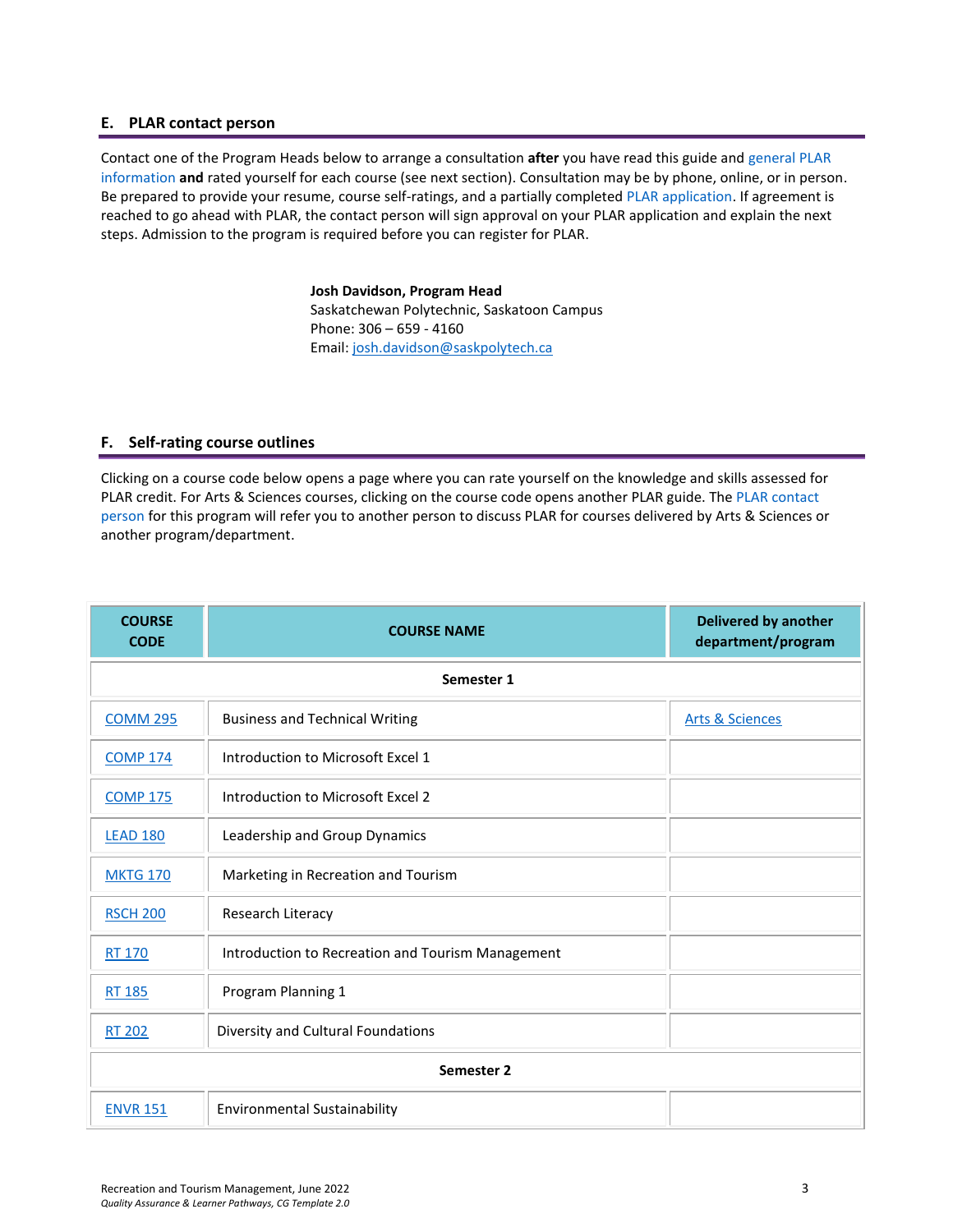## E. PLAR contact person

Contact one of the Program Heads below to arrange a consultation **after** you have read this guide and general PLAR information **and** rated yourself for each course (see next section). Consultation may be by phone, online, or in person. Be prepared to provide your resume, course self-ratings, and a partially completed PLAR application. If agreement is reached to go ahead with PLAR, the contact person will sign approval on your PLAR application and explain the next steps. Admission to the program is required before you can register for PLAR.

**Josh Davidson, Program Head**
Saskatchewan Polytechnic, Saskatoon Campus
Phone: 306 – 659 - 4160
Email: josh.davidson@saskpolytech.ca

## F. Self-rating course outlines

Clicking on a course code below opens a page where you can rate yourself on the knowledge and skills assessed for PLAR credit. For Arts & Sciences courses, clicking on the course code opens another PLAR guide. The PLAR contact person for this program will refer you to another person to discuss PLAR for courses delivered by Arts & Sciences or another program/department.

| COURSE CODE | COURSE NAME | Delivered by another department/program |
|---|---|---|
| | **Semester 1** | |
| COMM 295 | Business and Technical Writing | Arts & Sciences |
| COMP 174 | Introduction to Microsoft Excel 1 | |
| COMP 175 | Introduction to Microsoft Excel 2 | |
| LEAD 180 | Leadership and Group Dynamics | |
| MKTG 170 | Marketing in Recreation and Tourism | |
| RSCH 200 | Research Literacy | |
| RT 170 | Introduction to Recreation and Tourism Management | |
| RT 185 | Program Planning 1 | |
| RT 202 | Diversity and Cultural Foundations | |
| | **Semester 2** | |
| ENVR 151 | Environmental Sustainability | |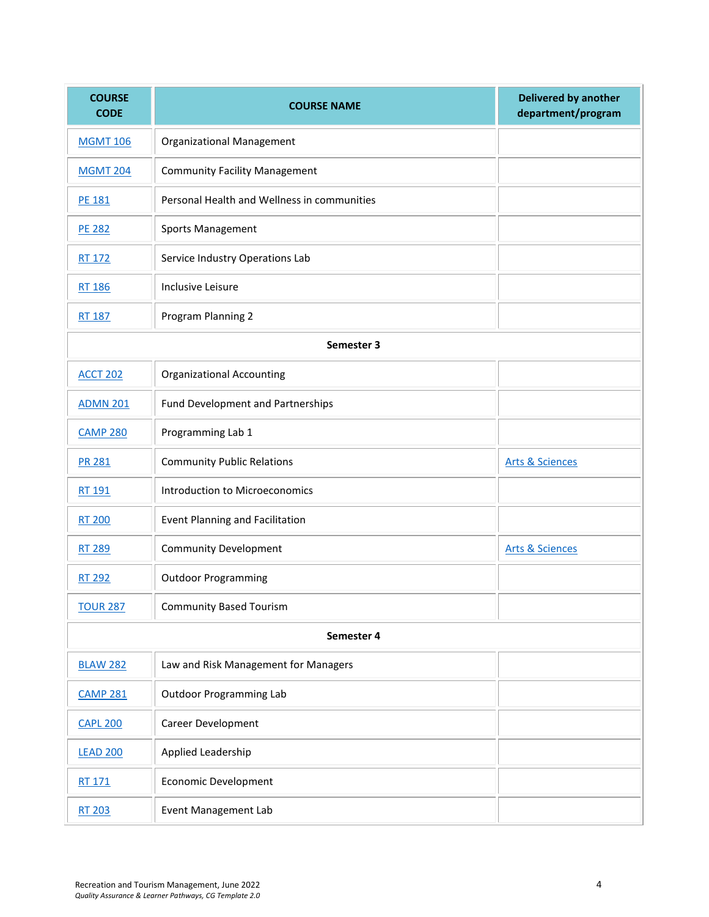| COURSE CODE | COURSE NAME | Delivered by another department/program |
|---|---|---|
| MGMT 106 | Organizational Management | |
| MGMT 204 | Community Facility Management | |
| PE 181 | Personal Health and Wellness in communities | |
| PE 282 | Sports Management | |
| RT 172 | Service Industry Operations Lab | |
| RT 186 | Inclusive Leisure | |
| RT 187 | Program Planning 2 | |
| **Semester 3** | | |
| ACCT 202 | Organizational Accounting | |
| ADMN 201 | Fund Development and Partnerships | |
| CAMP 280 | Programming Lab 1 | |
| PR 281 | Community Public Relations | Arts & Sciences |
| RT 191 | Introduction to Microeconomics | |
| RT 200 | Event Planning and Facilitation | |
| RT 289 | Community Development | Arts & Sciences |
| RT 292 | Outdoor Programming | |
| TOUR 287 | Community Based Tourism | |
| **Semester 4** | | |
| BLAW 282 | Law and Risk Management for Managers | |
| CAMP 281 | Outdoor Programming Lab | |
| CAPL 200 | Career Development | |
| LEAD 200 | Applied Leadership | |
| RT 171 | Economic Development | |
| RT 203 | Event Management Lab | |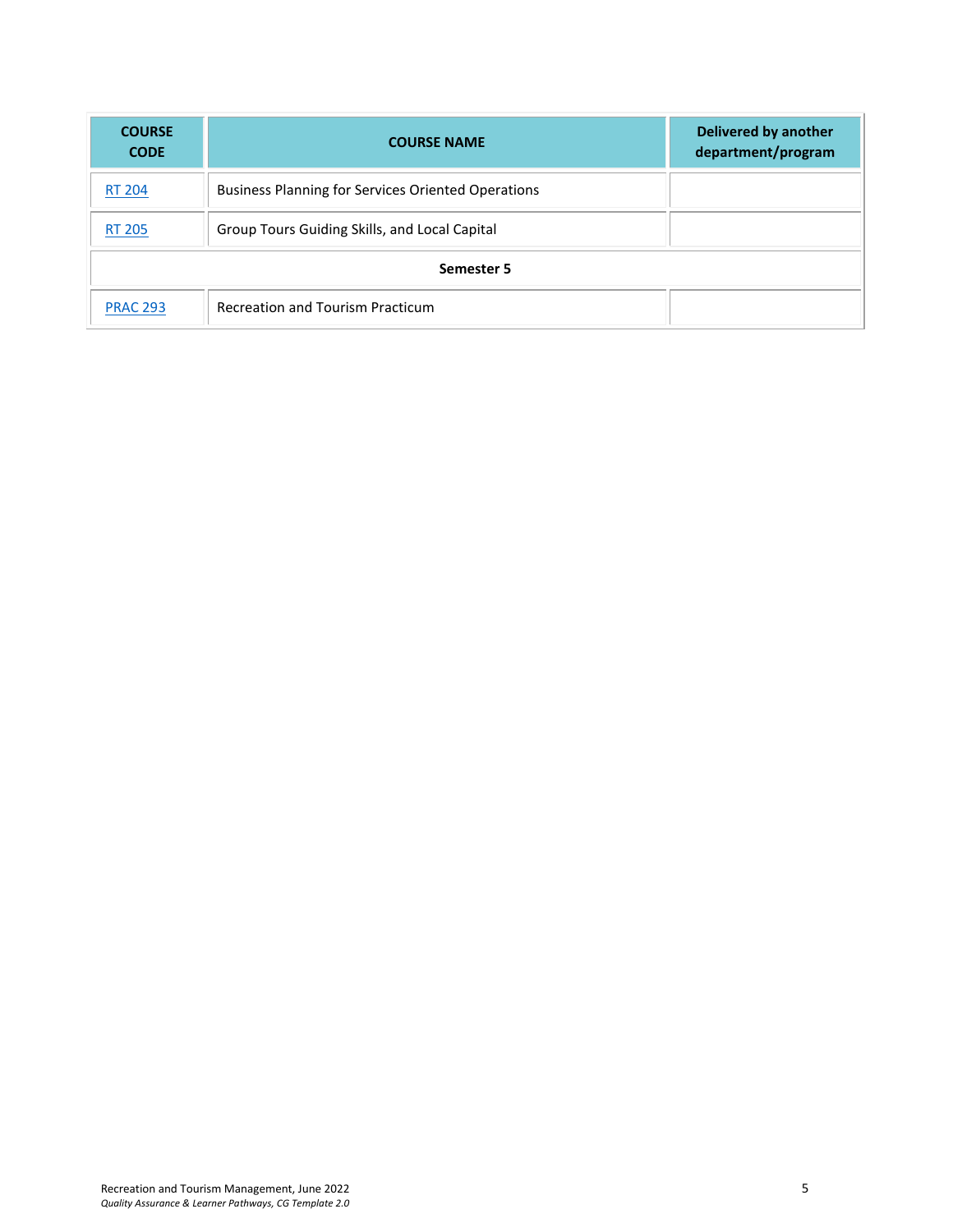| COURSE CODE | COURSE NAME | Delivered by another department/program |
|---|---|---|
| RT 204 | Business Planning for Services Oriented Operations | |
| RT 205 | Group Tours Guiding Skills, and Local Capital | |
| **Semester 5** | | |
| PRAC 293 | Recreation and Tourism Practicum | |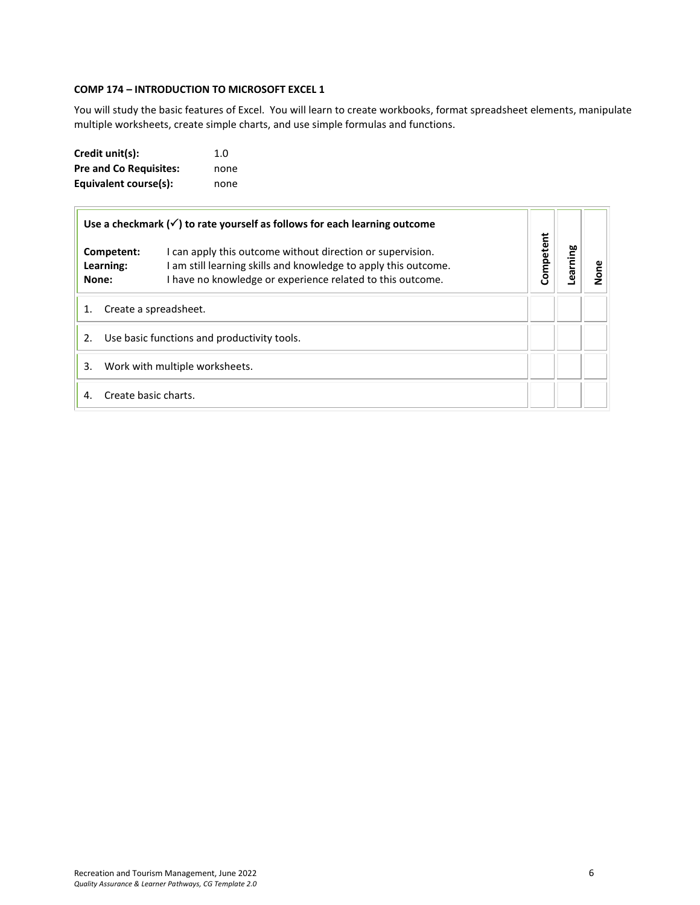**COMP 174 – INTRODUCTION TO MICROSOFT EXCEL 1**

You will study the basic features of Excel. You will learn to create workbooks, format spreadsheet elements, manipulate multiple worksheets, create simple charts, and use simple formulas and functions.

**Credit unit(s):** 1.0
**Pre and Co Requisites:** none
**Equivalent course(s):** none

| **Use a checkmark (✓) to rate yourself as follows for each learning outcome**<br><br>**Competent:** I can apply this outcome without direction or supervision.<br>**Learning:** I am still learning skills and knowledge to apply this outcome.<br>**None:** I have no knowledge or experience related to this outcome. | **Competent** | **Learning** | **None** |
|---|---|---|---|
| 1. Create a spreadsheet. | | | |
| 2. Use basic functions and productivity tools. | | | |
| 3. Work with multiple worksheets. | | | |
| 4. Create basic charts. | | | |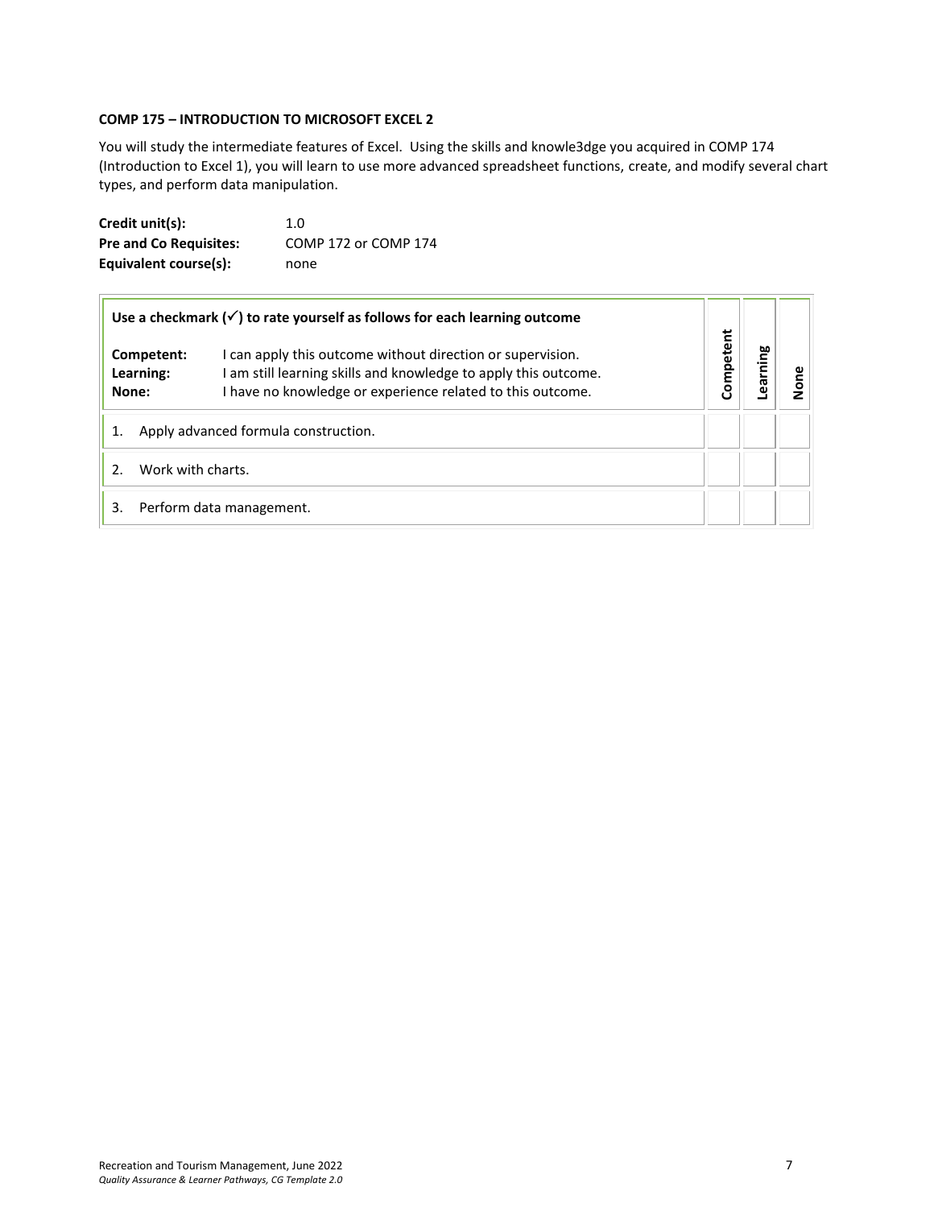**COMP 175 – INTRODUCTION TO MICROSOFT EXCEL 2**

You will study the intermediate features of Excel. Using the skills and knowle3dge you acquired in COMP 174 (Introduction to Excel 1), you will learn to use more advanced spreadsheet functions, create, and modify several chart types, and perform data manipulation.

**Credit unit(s):** 1.0
**Pre and Co Requisites:** COMP 172 or COMP 174
**Equivalent course(s):** none

| **Use a checkmark (✓) to rate yourself as follows for each learning outcome**<br><br>**Competent:** I can apply this outcome without direction or supervision.<br>**Learning:** I am still learning skills and knowledge to apply this outcome.<br>**None:** I have no knowledge or experience related to this outcome. | **Competent** | **Learning** | **None** |
|---|---|---|---|
| 1. Apply advanced formula construction. | | | |
| 2. Work with charts. | | | |
| 3. Perform data management. | | | |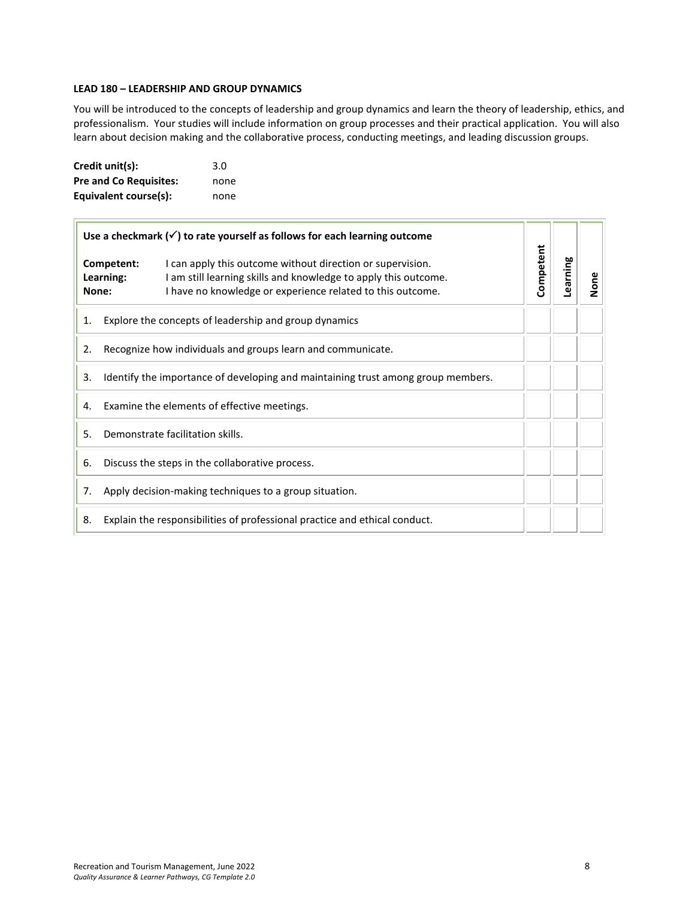### LEAD 180 – LEADERSHIP AND GROUP DYNAMICS

You will be introduced to the concepts of leadership and group dynamics and learn the theory of leadership, ethics, and professionalism. Your studies will include information on group processes and their practical application. You will also learn about decision making and the collaborative process, conducting meetings, and leading discussion groups.

**Credit unit(s):** 3.0
**Pre and Co Requisites:** none
**Equivalent course(s):** none

| **Use a checkmark (✓) to rate yourself as follows for each learning outcome**<br><br>**Competent:** I can apply this outcome without direction or supervision.<br>**Learning:** I am still learning skills and knowledge to apply this outcome.<br>**None:** I have no knowledge or experience related to this outcome. | **Competent** | **Learning** | **None** |
|---|---|---|---|
| 1. Explore the concepts of leadership and group dynamics | | | |
| 2. Recognize how individuals and groups learn and communicate. | | | |
| 3. Identify the importance of developing and maintaining trust among group members. | | | |
| 4. Examine the elements of effective meetings. | | | |
| 5. Demonstrate facilitation skills. | | | |
| 6. Discuss the steps in the collaborative process. | | | |
| 7. Apply decision-making techniques to a group situation. | | | |
| 8. Explain the responsibilities of professional practice and ethical conduct. | | | |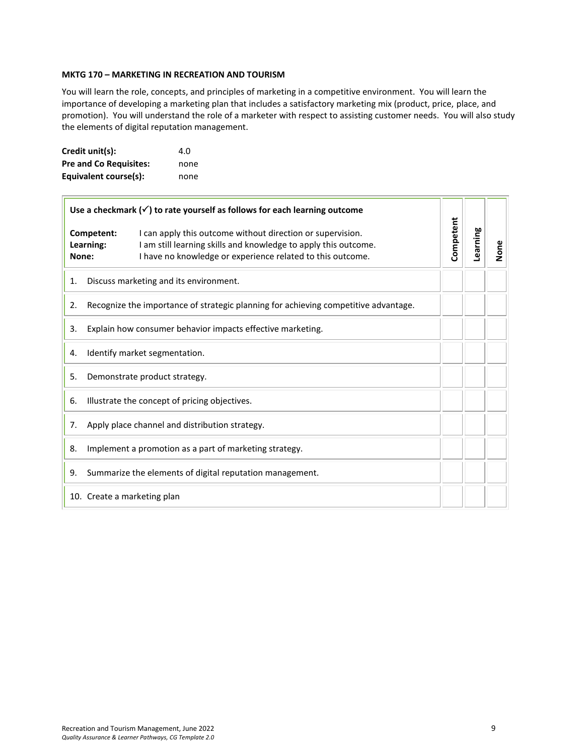**MKTG 170 – MARKETING IN RECREATION AND TOURISM**

You will learn the role, concepts, and principles of marketing in a competitive environment. You will learn the importance of developing a marketing plan that includes a satisfactory marketing mix (product, price, place, and promotion). You will understand the role of a marketer with respect to assisting customer needs. You will also study the elements of digital reputation management.

| | |
|---|---|
| **Credit unit(s):** | 4.0 |
| **Pre and Co Requisites:** | none |
| **Equivalent course(s):** | none |

| **Use a checkmark (✓) to rate yourself as follows for each learning outcome**<br><br>**Competent:** I can apply this outcome without direction or supervision.<br>**Learning:** I am still learning skills and knowledge to apply this outcome.<br>**None:** I have no knowledge or experience related to this outcome. | **Competent** | **Learning** | **None** |
|---|---|---|---|
| 1. Discuss marketing and its environment. | | | |
| 2. Recognize the importance of strategic planning for achieving competitive advantage. | | | |
| 3. Explain how consumer behavior impacts effective marketing. | | | |
| 4. Identify market segmentation. | | | |
| 5. Demonstrate product strategy. | | | |
| 6. Illustrate the concept of pricing objectives. | | | |
| 7. Apply place channel and distribution strategy. | | | |
| 8. Implement a promotion as a part of marketing strategy. | | | |
| 9. Summarize the elements of digital reputation management. | | | |
| 10. Create a marketing plan | | | |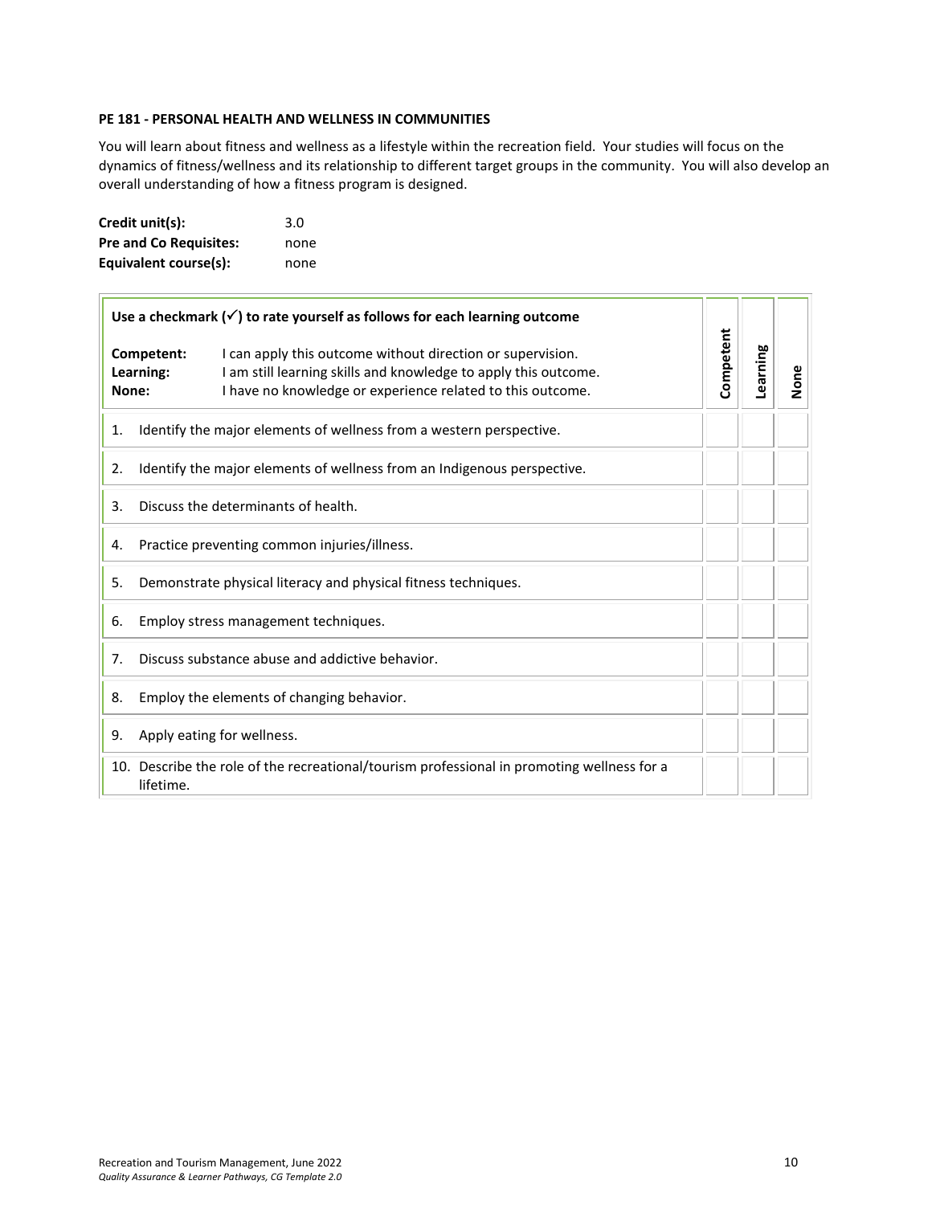**PE 181 - PERSONAL HEALTH AND WELLNESS IN COMMUNITIES**

You will learn about fitness and wellness as a lifestyle within the recreation field. Your studies will focus on the dynamics of fitness/wellness and its relationship to different target groups in the community. You will also develop an overall understanding of how a fitness program is designed.

**Credit unit(s):** 3.0
**Pre and Co Requisites:** none
**Equivalent course(s):** none

| **Use a checkmark (✓) to rate yourself as follows for each learning outcome**<br><br>**Competent:** I can apply this outcome without direction or supervision.<br>**Learning:** I am still learning skills and knowledge to apply this outcome.<br>**None:** I have no knowledge or experience related to this outcome. | **Competent** | **Learning** | **None** |
|---|---|---|---|
| 1. Identify the major elements of wellness from a western perspective. | | | |
| 2. Identify the major elements of wellness from an Indigenous perspective. | | | |
| 3. Discuss the determinants of health. | | | |
| 4. Practice preventing common injuries/illness. | | | |
| 5. Demonstrate physical literacy and physical fitness techniques. | | | |
| 6. Employ stress management techniques. | | | |
| 7. Discuss substance abuse and addictive behavior. | | | |
| 8. Employ the elements of changing behavior. | | | |
| 9. Apply eating for wellness. | | | |
| 10. Describe the role of the recreational/tourism professional in promoting wellness for a lifetime. | | | |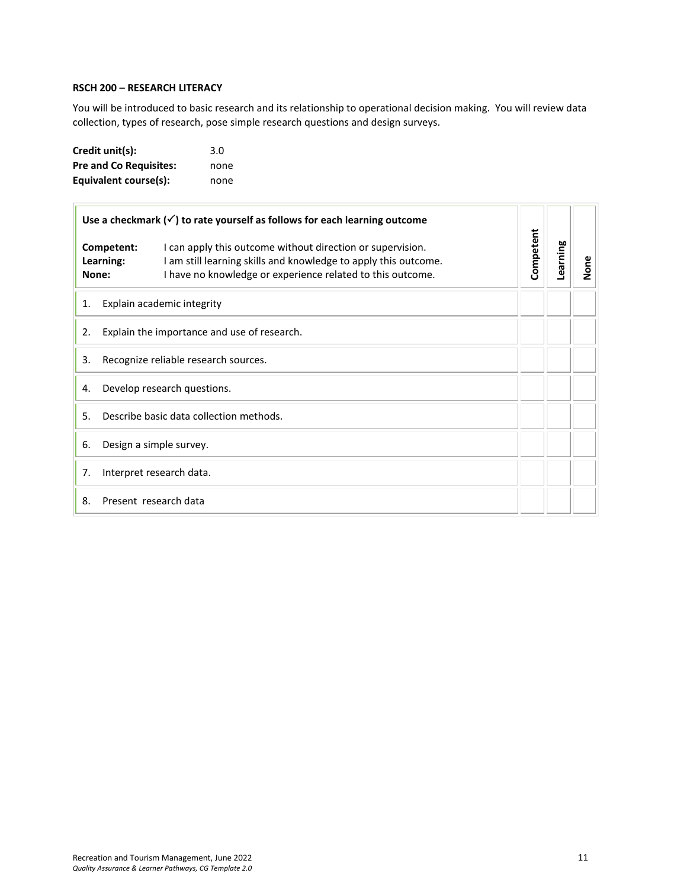**RSCH 200 – RESEARCH LITERACY**

You will be introduced to basic research and its relationship to operational decision making. You will review data collection, types of research, pose simple research questions and design surveys.

**Credit unit(s):** 3.0
**Pre and Co Requisites:** none
**Equivalent course(s):** none

| **Use a checkmark (✓) to rate yourself as follows for each learning outcome**<br><br>**Competent:** I can apply this outcome without direction or supervision.<br>**Learning:** I am still learning skills and knowledge to apply this outcome.<br>**None:** I have no knowledge or experience related to this outcome. | **Competent** | **Learning** | **None** |
|---|---|---|---|
| 1. Explain academic integrity | | | |
| 2. Explain the importance and use of research. | | | |
| 3. Recognize reliable research sources. | | | |
| 4. Develop research questions. | | | |
| 5. Describe basic data collection methods. | | | |
| 6. Design a simple survey. | | | |
| 7. Interpret research data. | | | |
| 8. Present research data | | | |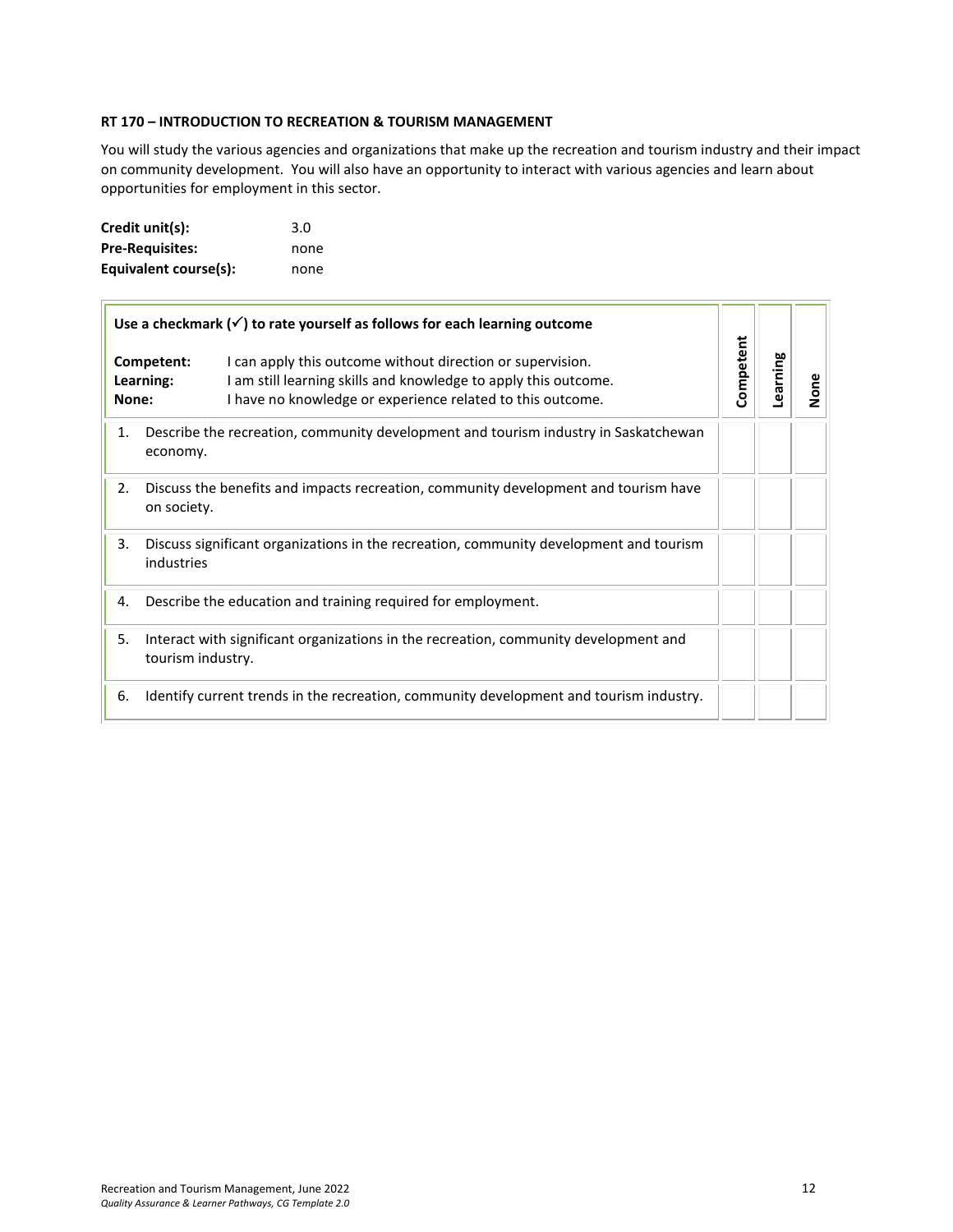**RT 170 – INTRODUCTION TO RECREATION & TOURISM MANAGEMENT**

You will study the various agencies and organizations that make up the recreation and tourism industry and their impact on community development. You will also have an opportunity to interact with various agencies and learn about opportunities for employment in this sector.

**Credit unit(s):** 3.0
**Pre-Requisites:** none
**Equivalent course(s):** none

| **Use a checkmark (✓) to rate yourself as follows for each learning outcome**<br><br>**Competent:** I can apply this outcome without direction or supervision.<br>**Learning:** I am still learning skills and knowledge to apply this outcome.<br>**None:** I have no knowledge or experience related to this outcome. | **Competent** | **Learning** | **None** |
|---|---|---|---|
| 1. Describe the recreation, community development and tourism industry in Saskatchewan economy. | | | |
| 2. Discuss the benefits and impacts recreation, community development and tourism have on society. | | | |
| 3. Discuss significant organizations in the recreation, community development and tourism industries | | | |
| 4. Describe the education and training required for employment. | | | |
| 5. Interact with significant organizations in the recreation, community development and tourism industry. | | | |
| 6. Identify current trends in the recreation, community development and tourism industry. | | | |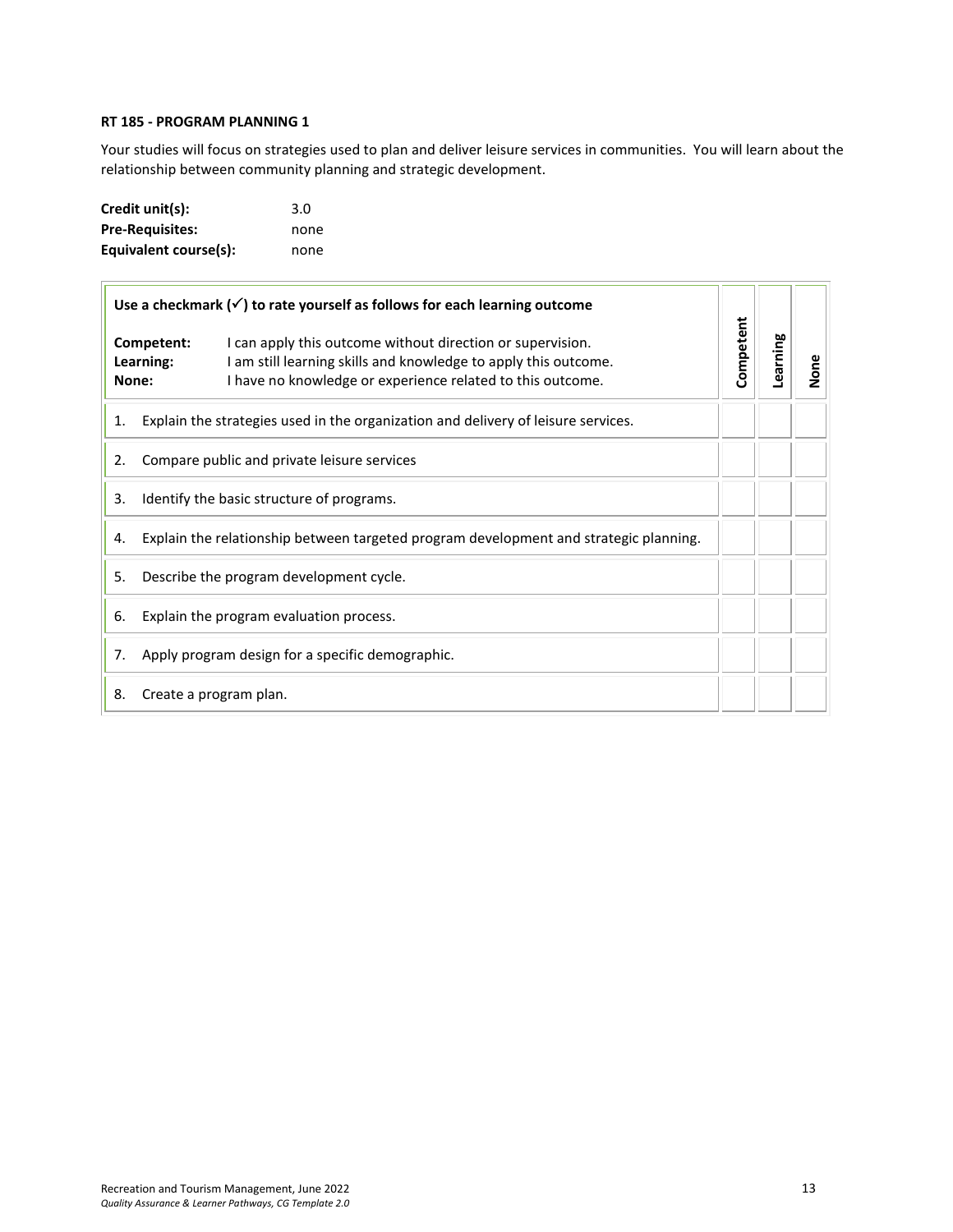**RT 185 - PROGRAM PLANNING 1**

Your studies will focus on strategies used to plan and deliver leisure services in communities. You will learn about the relationship between community planning and strategic development.

**Credit unit(s):** 3.0
**Pre-Requisites:** none
**Equivalent course(s):** none

| **Use a checkmark (✓) to rate yourself as follows for each learning outcome**<br><br>**Competent:** I can apply this outcome without direction or supervision.<br>**Learning:** I am still learning skills and knowledge to apply this outcome.<br>**None:** I have no knowledge or experience related to this outcome. | **Competent** | **Learning** | **None** |
|---|---|---|---|
| 1. Explain the strategies used in the organization and delivery of leisure services. | | | |
| 2. Compare public and private leisure services | | | |
| 3. Identify the basic structure of programs. | | | |
| 4. Explain the relationship between targeted program development and strategic planning. | | | |
| 5. Describe the program development cycle. | | | |
| 6. Explain the program evaluation process. | | | |
| 7. Apply program design for a specific demographic. | | | |
| 8. Create a program plan. | | | |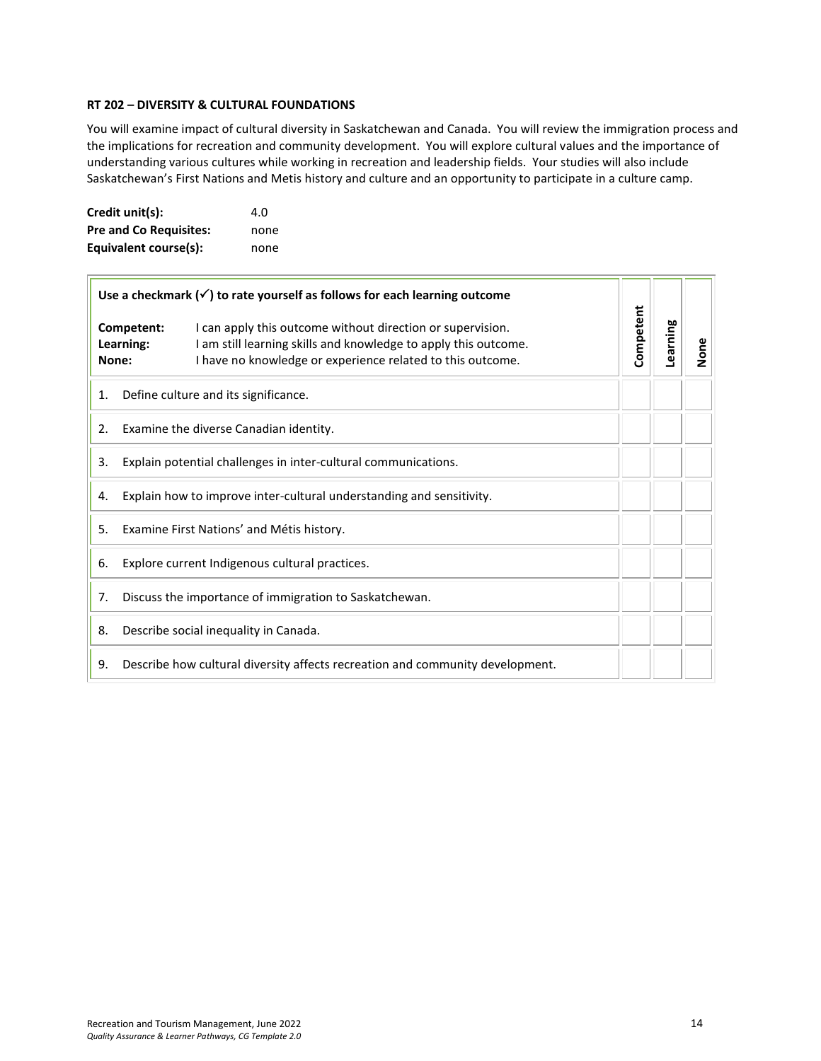**RT 202 – DIVERSITY & CULTURAL FOUNDATIONS**

You will examine impact of cultural diversity in Saskatchewan and Canada. You will review the immigration process and the implications for recreation and community development. You will explore cultural values and the importance of understanding various cultures while working in recreation and leadership fields. Your studies will also include Saskatchewan's First Nations and Metis history and culture and an opportunity to participate in a culture camp.

**Credit unit(s):** 4.0
**Pre and Co Requisites:** none
**Equivalent course(s):** none

| **Use a checkmark (✓) to rate yourself as follows for each learning outcome**<br><br>**Competent:** I can apply this outcome without direction or supervision.<br>**Learning:** I am still learning skills and knowledge to apply this outcome.<br>**None:** I have no knowledge or experience related to this outcome. | **Competent** | **Learning** | **None** |
|---|---|---|---|
| 1. Define culture and its significance. | | | |
| 2. Examine the diverse Canadian identity. | | | |
| 3. Explain potential challenges in inter-cultural communications. | | | |
| 4. Explain how to improve inter-cultural understanding and sensitivity. | | | |
| 5. Examine First Nations' and Métis history. | | | |
| 6. Explore current Indigenous cultural practices. | | | |
| 7. Discuss the importance of immigration to Saskatchewan. | | | |
| 8. Describe social inequality in Canada. | | | |
| 9. Describe how cultural diversity affects recreation and community development. | | | |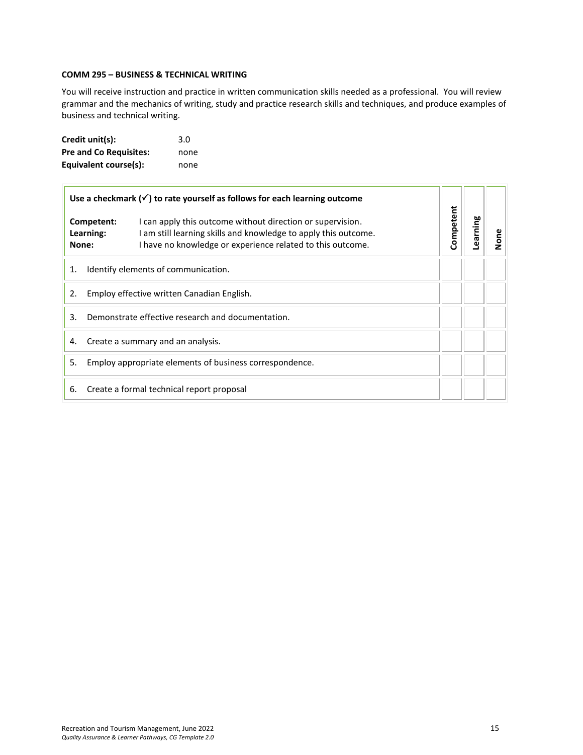**COMM 295 – BUSINESS & TECHNICAL WRITING**

You will receive instruction and practice in written communication skills needed as a professional. You will review grammar and the mechanics of writing, study and practice research skills and techniques, and produce examples of business and technical writing.

**Credit unit(s):** 3.0
**Pre and Co Requisites:** none
**Equivalent course(s):** none

| Use a checkmark (✓) to rate yourself as follows for each learning outcome<br><br>**Competent:** I can apply this outcome without direction or supervision.<br>**Learning:** I am still learning skills and knowledge to apply this outcome.<br>**None:** I have no knowledge or experience related to this outcome. | Competent | Learning | None |
|---|---|---|---|
| 1. Identify elements of communication. | | | |
| 2. Employ effective written Canadian English. | | | |
| 3. Demonstrate effective research and documentation. | | | |
| 4. Create a summary and an analysis. | | | |
| 5. Employ appropriate elements of business correspondence. | | | |
| 6. Create a formal technical report proposal | | | |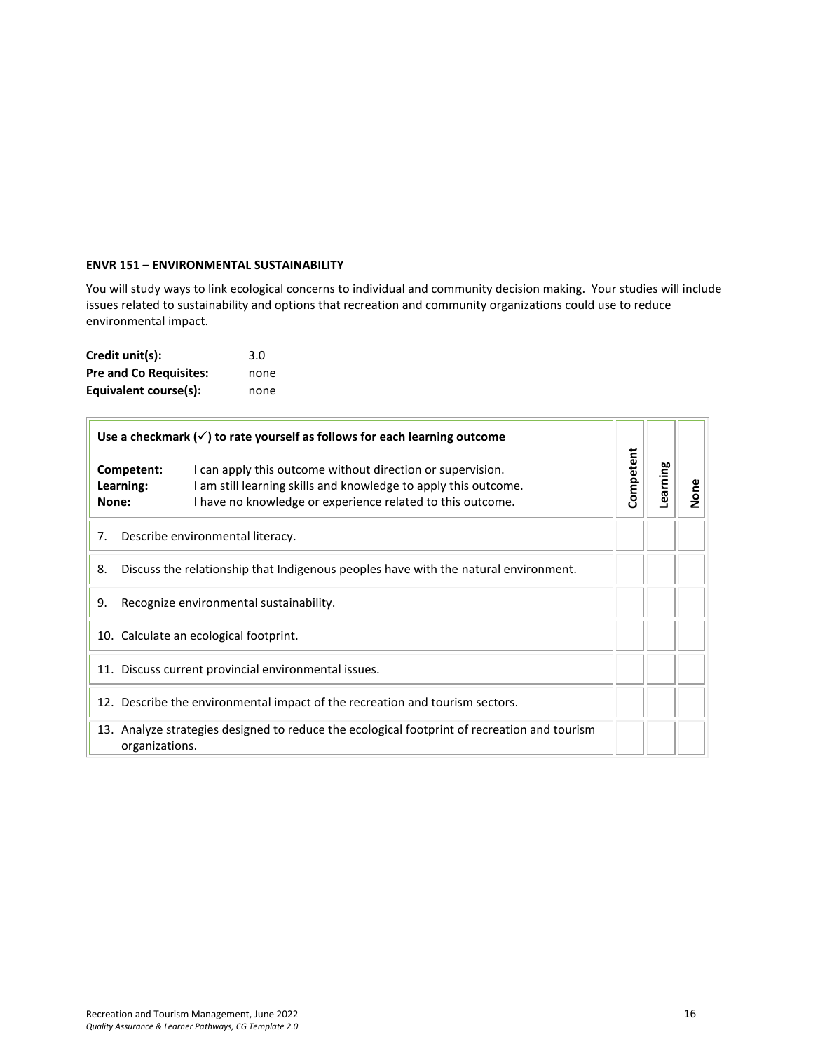### ENVR 151 – ENVIRONMENTAL SUSTAINABILITY

You will study ways to link ecological concerns to individual and community decision making. Your studies will include issues related to sustainability and options that recreation and community organizations could use to reduce environmental impact.

**Credit unit(s):** 3.0
**Pre and Co Requisites:** none
**Equivalent course(s):** none

| **Use a checkmark (✓) to rate yourself as follows for each learning outcome**<br><br>**Competent:** I can apply this outcome without direction or supervision.<br>**Learning:** I am still learning skills and knowledge to apply this outcome.<br>**None:** I have no knowledge or experience related to this outcome. | **Competent** | **Learning** | **None** |
|---|---|---|---|
| 7. Describe environmental literacy. | | | |
| 8. Discuss the relationship that Indigenous peoples have with the natural environment. | | | |
| 9. Recognize environmental sustainability. | | | |
| 10. Calculate an ecological footprint. | | | |
| 11. Discuss current provincial environmental issues. | | | |
| 12. Describe the environmental impact of the recreation and tourism sectors. | | | |
| 13. Analyze strategies designed to reduce the ecological footprint of recreation and tourism organizations. | | | |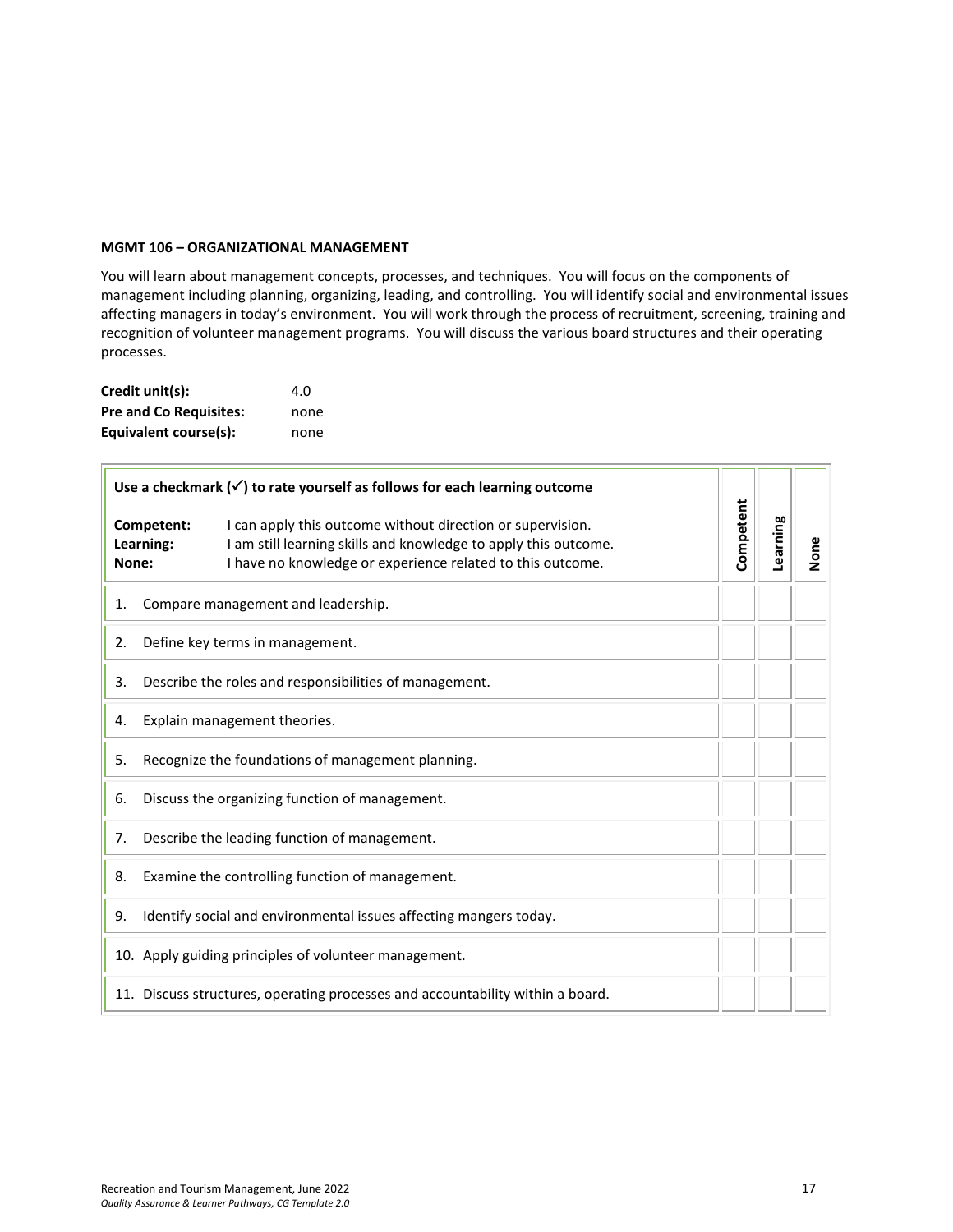**MGMT 106 – ORGANIZATIONAL MANAGEMENT**

You will learn about management concepts, processes, and techniques. You will focus on the components of management including planning, organizing, leading, and controlling. You will identify social and environmental issues affecting managers in today's environment. You will work through the process of recruitment, screening, training and recognition of volunteer management programs. You will discuss the various board structures and their operating processes.

**Credit unit(s):** 4.0
**Pre and Co Requisites:** none
**Equivalent course(s):** none

| **Use a checkmark (✓) to rate yourself as follows for each learning outcome**<br><br>**Competent:** I can apply this outcome without direction or supervision.<br>**Learning:** I am still learning skills and knowledge to apply this outcome.<br>**None:** I have no knowledge or experience related to this outcome. | **Competent** | **Learning** | **None** |
|---|---|---|---|
| 1. Compare management and leadership. | | | |
| 2. Define key terms in management. | | | |
| 3. Describe the roles and responsibilities of management. | | | |
| 4. Explain management theories. | | | |
| 5. Recognize the foundations of management planning. | | | |
| 6. Discuss the organizing function of management. | | | |
| 7. Describe the leading function of management. | | | |
| 8. Examine the controlling function of management. | | | |
| 9. Identify social and environmental issues affecting mangers today. | | | |
| 10. Apply guiding principles of volunteer management. | | | |
| 11. Discuss structures, operating processes and accountability within a board. | | | |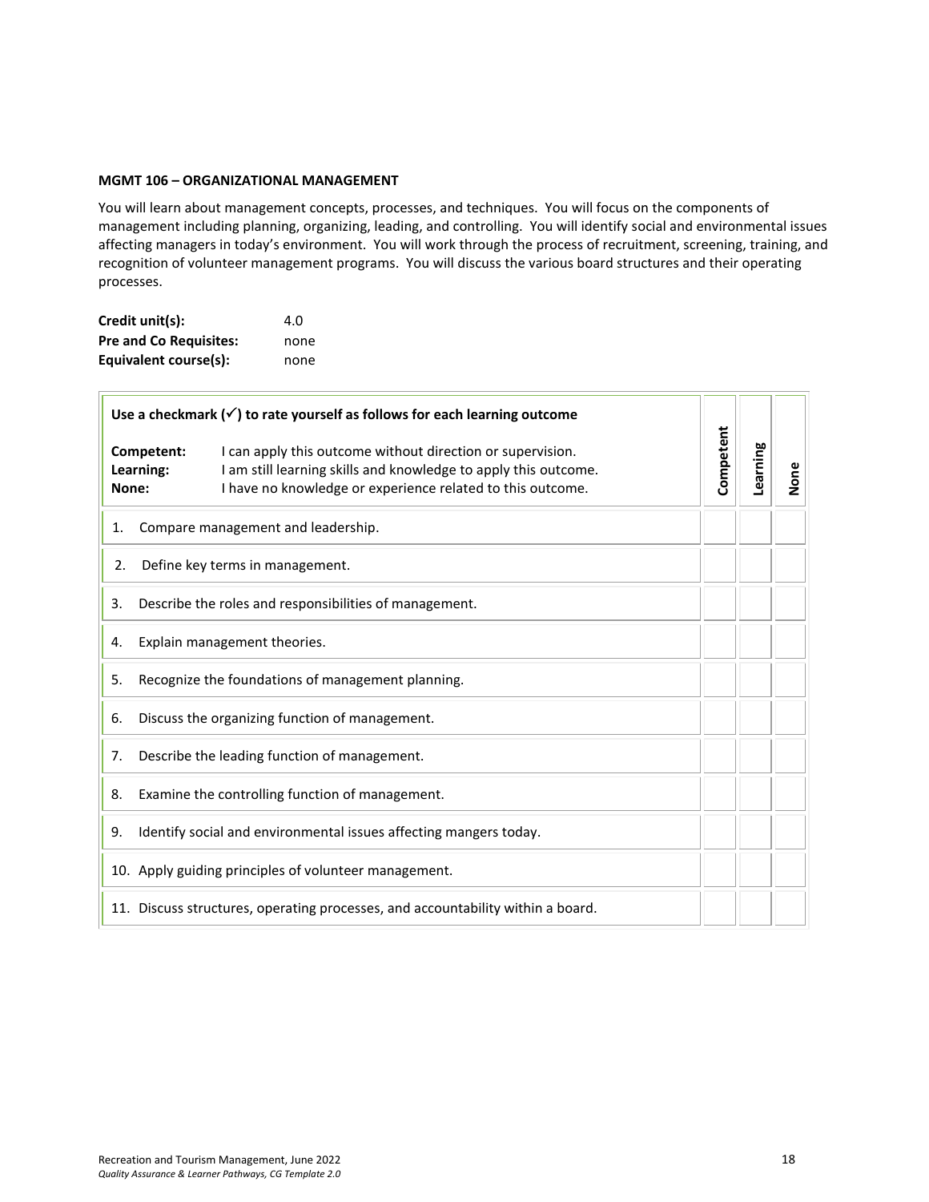**MGMT 106 – ORGANIZATIONAL MANAGEMENT**

You will learn about management concepts, processes, and techniques. You will focus on the components of management including planning, organizing, leading, and controlling. You will identify social and environmental issues affecting managers in today's environment. You will work through the process of recruitment, screening, training, and recognition of volunteer management programs. You will discuss the various board structures and their operating processes.

**Credit unit(s):** 4.0
**Pre and Co Requisites:** none
**Equivalent course(s):** none

| **Use a checkmark (✓) to rate yourself as follows for each learning outcome**<br><br>**Competent:** I can apply this outcome without direction or supervision.<br>**Learning:** I am still learning skills and knowledge to apply this outcome.<br>**None:** I have no knowledge or experience related to this outcome. | **Competent** | **Learning** | **None** |
|---|---|---|---|
| 1. Compare management and leadership. | | | |
| 2. Define key terms in management. | | | |
| 3. Describe the roles and responsibilities of management. | | | |
| 4. Explain management theories. | | | |
| 5. Recognize the foundations of management planning. | | | |
| 6. Discuss the organizing function of management. | | | |
| 7. Describe the leading function of management. | | | |
| 8. Examine the controlling function of management. | | | |
| 9. Identify social and environmental issues affecting mangers today. | | | |
| 10. Apply guiding principles of volunteer management. | | | |
| 11. Discuss structures, operating processes, and accountability within a board. | | | |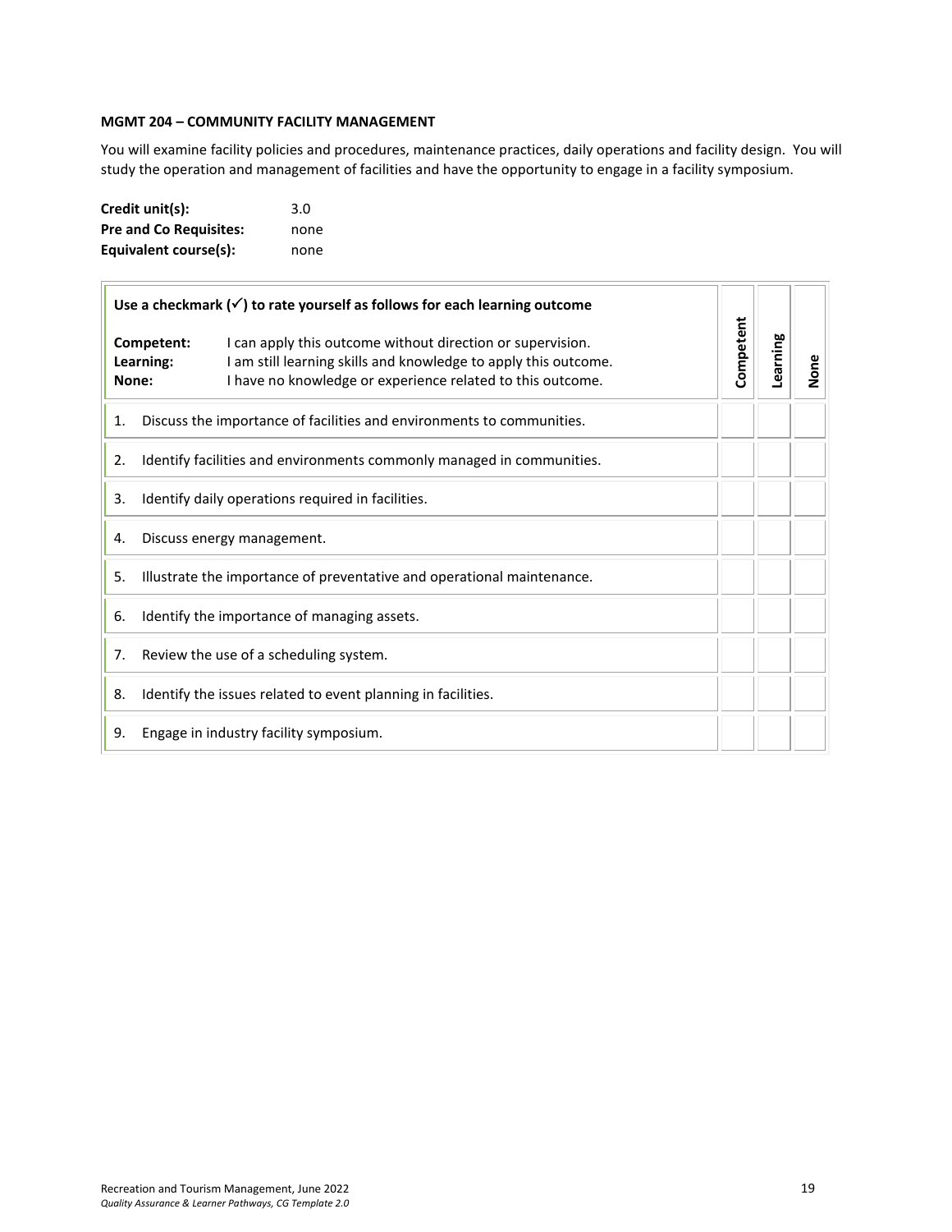**MGMT 204 – COMMUNITY FACILITY MANAGEMENT**

You will examine facility policies and procedures, maintenance practices, daily operations and facility design. You will study the operation and management of facilities and have the opportunity to engage in a facility symposium.

**Credit unit(s):** 3.0
**Pre and Co Requisites:** none
**Equivalent course(s):** none

| **Use a checkmark (✓) to rate yourself as follows for each learning outcome**<br><br>**Competent:** I can apply this outcome without direction or supervision.<br>**Learning:** I am still learning skills and knowledge to apply this outcome.<br>**None:** I have no knowledge or experience related to this outcome. | **Competent** | **Learning** | **None** |
|---|---|---|---|
| 1. Discuss the importance of facilities and environments to communities. | | | |
| 2. Identify facilities and environments commonly managed in communities. | | | |
| 3. Identify daily operations required in facilities. | | | |
| 4. Discuss energy management. | | | |
| 5. Illustrate the importance of preventative and operational maintenance. | | | |
| 6. Identify the importance of managing assets. | | | |
| 7. Review the use of a scheduling system. | | | |
| 8. Identify the issues related to event planning in facilities. | | | |
| 9. Engage in industry facility symposium. | | | |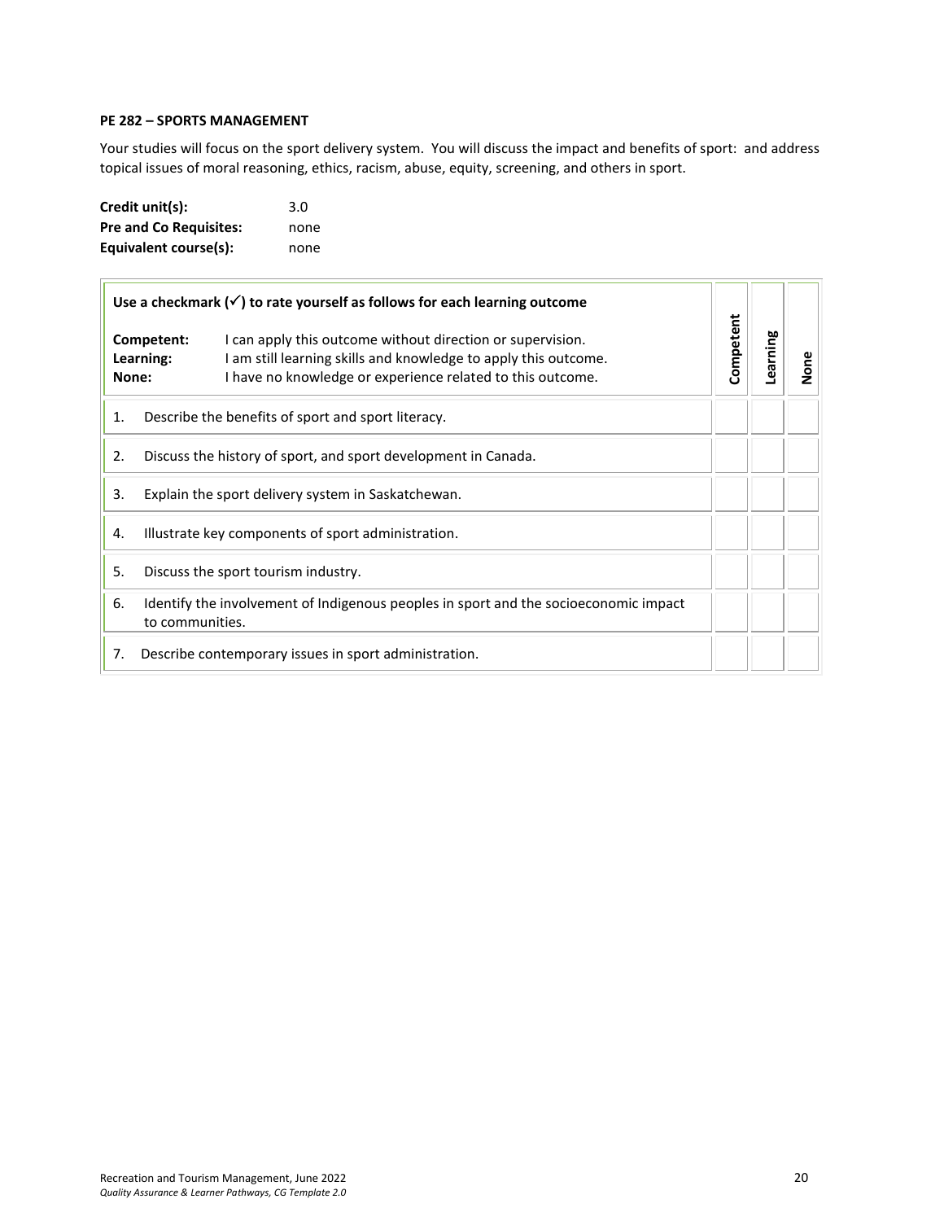**PE 282 – SPORTS MANAGEMENT**

Your studies will focus on the sport delivery system. You will discuss the impact and benefits of sport: and address topical issues of moral reasoning, ethics, racism, abuse, equity, screening, and others in sport.

**Credit unit(s):** 3.0
**Pre and Co Requisites:** none
**Equivalent course(s):** none

| **Use a checkmark (✓) to rate yourself as follows for each learning outcome**<br><br>**Competent:** I can apply this outcome without direction or supervision.<br>**Learning:** I am still learning skills and knowledge to apply this outcome.<br>**None:** I have no knowledge or experience related to this outcome. | **Competent** | **Learning** | **None** |
|---|---|---|---|
| 1. Describe the benefits of sport and sport literacy. | | | |
| 2. Discuss the history of sport, and sport development in Canada. | | | |
| 3. Explain the sport delivery system in Saskatchewan. | | | |
| 4. Illustrate key components of sport administration. | | | |
| 5. Discuss the sport tourism industry. | | | |
| 6. Identify the involvement of Indigenous peoples in sport and the socioeconomic impact to communities. | | | |
| 7. Describe contemporary issues in sport administration. | | | |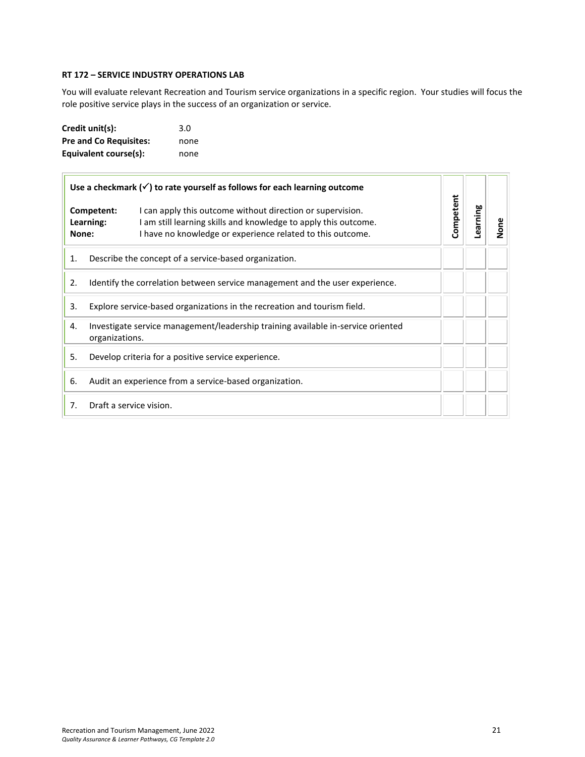**RT 172 – SERVICE INDUSTRY OPERATIONS LAB**

You will evaluate relevant Recreation and Tourism service organizations in a specific region. Your studies will focus the role positive service plays in the success of an organization or service.

| | |
|---|---|
| **Credit unit(s):** | 3.0 |
| **Pre and Co Requisites:** | none |
| **Equivalent course(s):** | none |

| **Use a checkmark (✓) to rate yourself as follows for each learning outcome**<br><br>**Competent:** I can apply this outcome without direction or supervision.<br>**Learning:** I am still learning skills and knowledge to apply this outcome.<br>**None:** I have no knowledge or experience related to this outcome. | **Competent** | **Learning** | **None** |
|---|---|---|---|
| 1. Describe the concept of a service-based organization. | | | |
| 2. Identify the correlation between service management and the user experience. | | | |
| 3. Explore service-based organizations in the recreation and tourism field. | | | |
| 4. Investigate service management/leadership training available in-service oriented organizations. | | | |
| 5. Develop criteria for a positive service experience. | | | |
| 6. Audit an experience from a service-based organization. | | | |
| 7. Draft a service vision. | | | |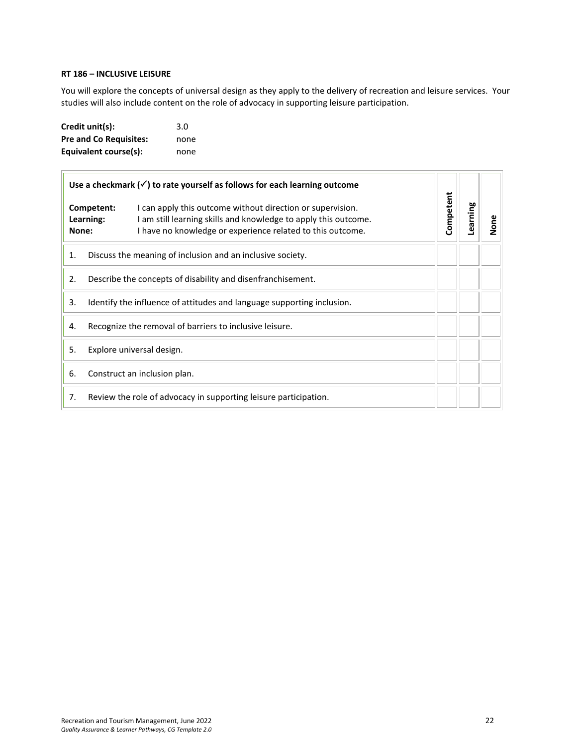**RT 186 – INCLUSIVE LEISURE**

You will explore the concepts of universal design as they apply to the delivery of recreation and leisure services. Your studies will also include content on the role of advocacy in supporting leisure participation.

**Credit unit(s):** 3.0
**Pre and Co Requisites:** none
**Equivalent course(s):** none

| **Use a checkmark (✓) to rate yourself as follows for each learning outcome**<br><br>**Competent:** I can apply this outcome without direction or supervision.<br>**Learning:** I am still learning skills and knowledge to apply this outcome.<br>**None:** I have no knowledge or experience related to this outcome. | **Competent** | **Learning** | **None** |
|---|---|---|---|
| 1. Discuss the meaning of inclusion and an inclusive society. | | | |
| 2. Describe the concepts of disability and disenfranchisement. | | | |
| 3. Identify the influence of attitudes and language supporting inclusion. | | | |
| 4. Recognize the removal of barriers to inclusive leisure. | | | |
| 5. Explore universal design. | | | |
| 6. Construct an inclusion plan. | | | |
| 7. Review the role of advocacy in supporting leisure participation. | | | |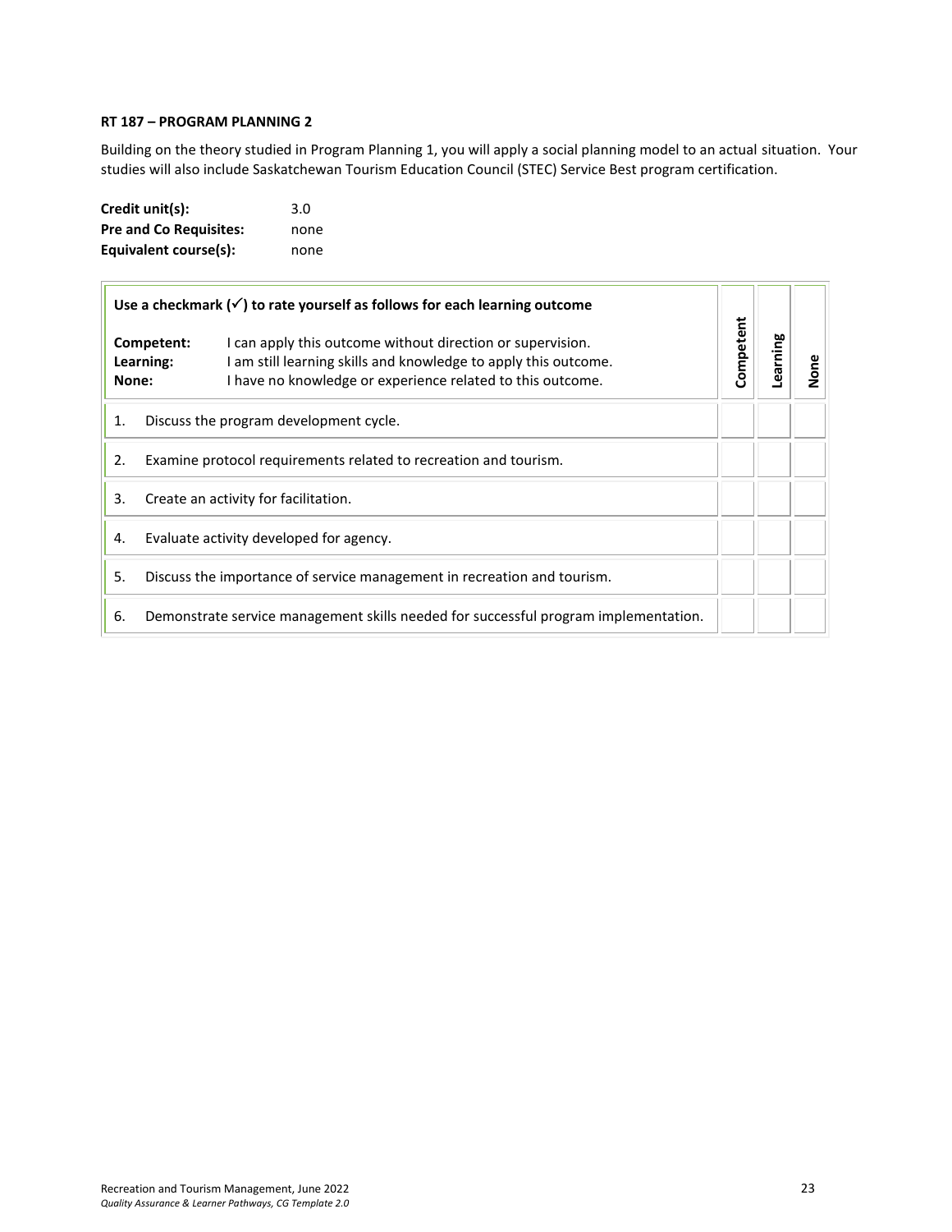### RT 187 – PROGRAM PLANNING 2

Building on the theory studied in Program Planning 1, you will apply a social planning model to an actual situation. Your studies will also include Saskatchewan Tourism Education Council (STEC) Service Best program certification.

**Credit unit(s):** 3.0
**Pre and Co Requisites:** none
**Equivalent course(s):** none

| **Use a checkmark (✓) to rate yourself as follows for each learning outcome**<br><br>**Competent:** I can apply this outcome without direction or supervision.<br>**Learning:** I am still learning skills and knowledge to apply this outcome.<br>**None:** I have no knowledge or experience related to this outcome. | **Competent** | **Learning** | **None** |
|---|---|---|---|
| 1. Discuss the program development cycle. | | | |
| 2. Examine protocol requirements related to recreation and tourism. | | | |
| 3. Create an activity for facilitation. | | | |
| 4. Evaluate activity developed for agency. | | | |
| 5. Discuss the importance of service management in recreation and tourism. | | | |
| 6. Demonstrate service management skills needed for successful program implementation. | | | |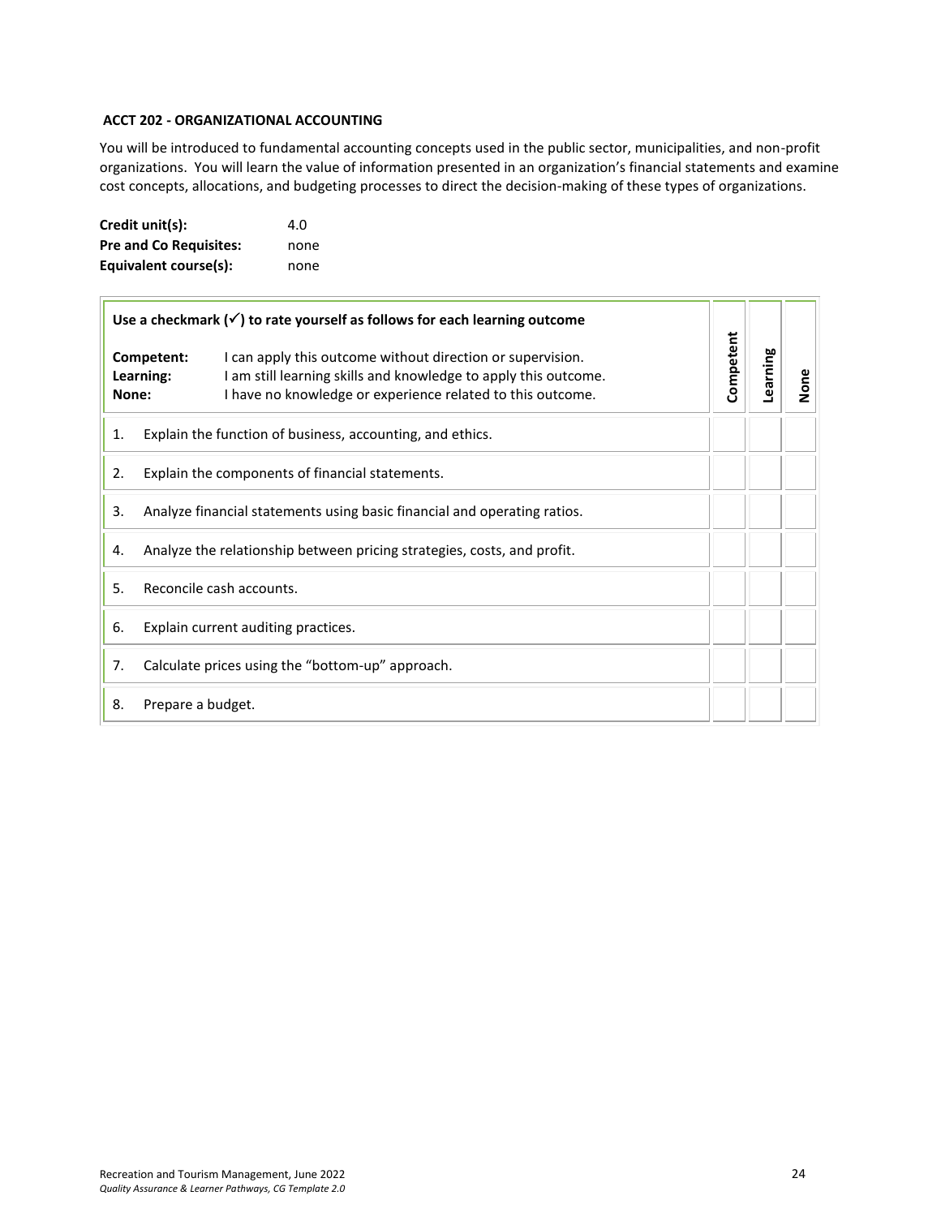### ACCT 202 - ORGANIZATIONAL ACCOUNTING

You will be introduced to fundamental accounting concepts used in the public sector, municipalities, and non-profit organizations. You will learn the value of information presented in an organization's financial statements and examine cost concepts, allocations, and budgeting processes to direct the decision-making of these types of organizations.

**Credit unit(s):** 4.0
**Pre and Co Requisites:** none
**Equivalent course(s):** none

| **Use a checkmark (✓) to rate yourself as follows for each learning outcome**<br><br>**Competent:** I can apply this outcome without direction or supervision.<br>**Learning:** I am still learning skills and knowledge to apply this outcome.<br>**None:** I have no knowledge or experience related to this outcome. | **Competent** | **Learning** | **None** |
|---|---|---|---|
| 1. Explain the function of business, accounting, and ethics. | | | |
| 2. Explain the components of financial statements. | | | |
| 3. Analyze financial statements using basic financial and operating ratios. | | | |
| 4. Analyze the relationship between pricing strategies, costs, and profit. | | | |
| 5. Reconcile cash accounts. | | | |
| 6. Explain current auditing practices. | | | |
| 7. Calculate prices using the "bottom-up" approach. | | | |
| 8. Prepare a budget. | | | |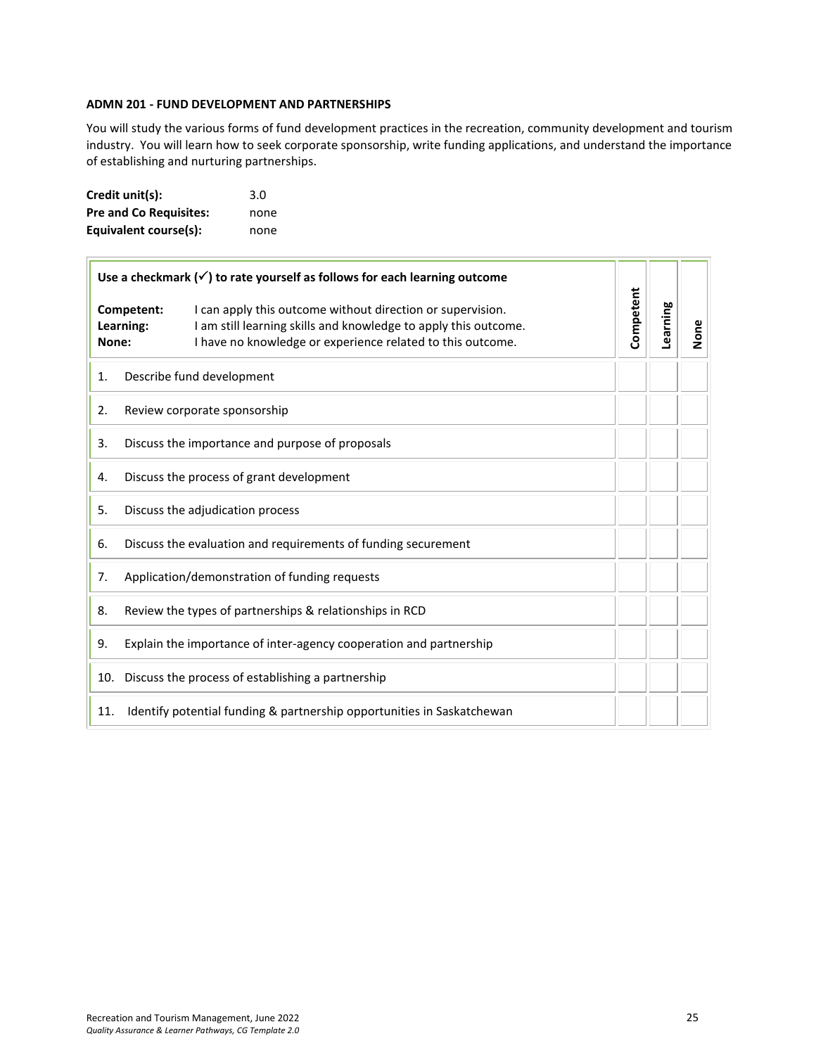### ADMN 201 - FUND DEVELOPMENT AND PARTNERSHIPS

You will study the various forms of fund development practices in the recreation, community development and tourism industry. You will learn how to seek corporate sponsorship, write funding applications, and understand the importance of establishing and nurturing partnerships.

**Credit unit(s):** 3.0
**Pre and Co Requisites:** none
**Equivalent course(s):** none

| **Use a checkmark (✓) to rate yourself as follows for each learning outcome**<br><br>**Competent:** I can apply this outcome without direction or supervision.<br>**Learning:** I am still learning skills and knowledge to apply this outcome.<br>**None:** I have no knowledge or experience related to this outcome. | **Competent** | **Learning** | **None** |
|---|---|---|---|
| 1. Describe fund development | | | |
| 2. Review corporate sponsorship | | | |
| 3. Discuss the importance and purpose of proposals | | | |
| 4. Discuss the process of grant development | | | |
| 5. Discuss the adjudication process | | | |
| 6. Discuss the evaluation and requirements of funding securement | | | |
| 7. Application/demonstration of funding requests | | | |
| 8. Review the types of partnerships & relationships in RCD | | | |
| 9. Explain the importance of inter-agency cooperation and partnership | | | |
| 10. Discuss the process of establishing a partnership | | | |
| 11. Identify potential funding & partnership opportunities in Saskatchewan | | | |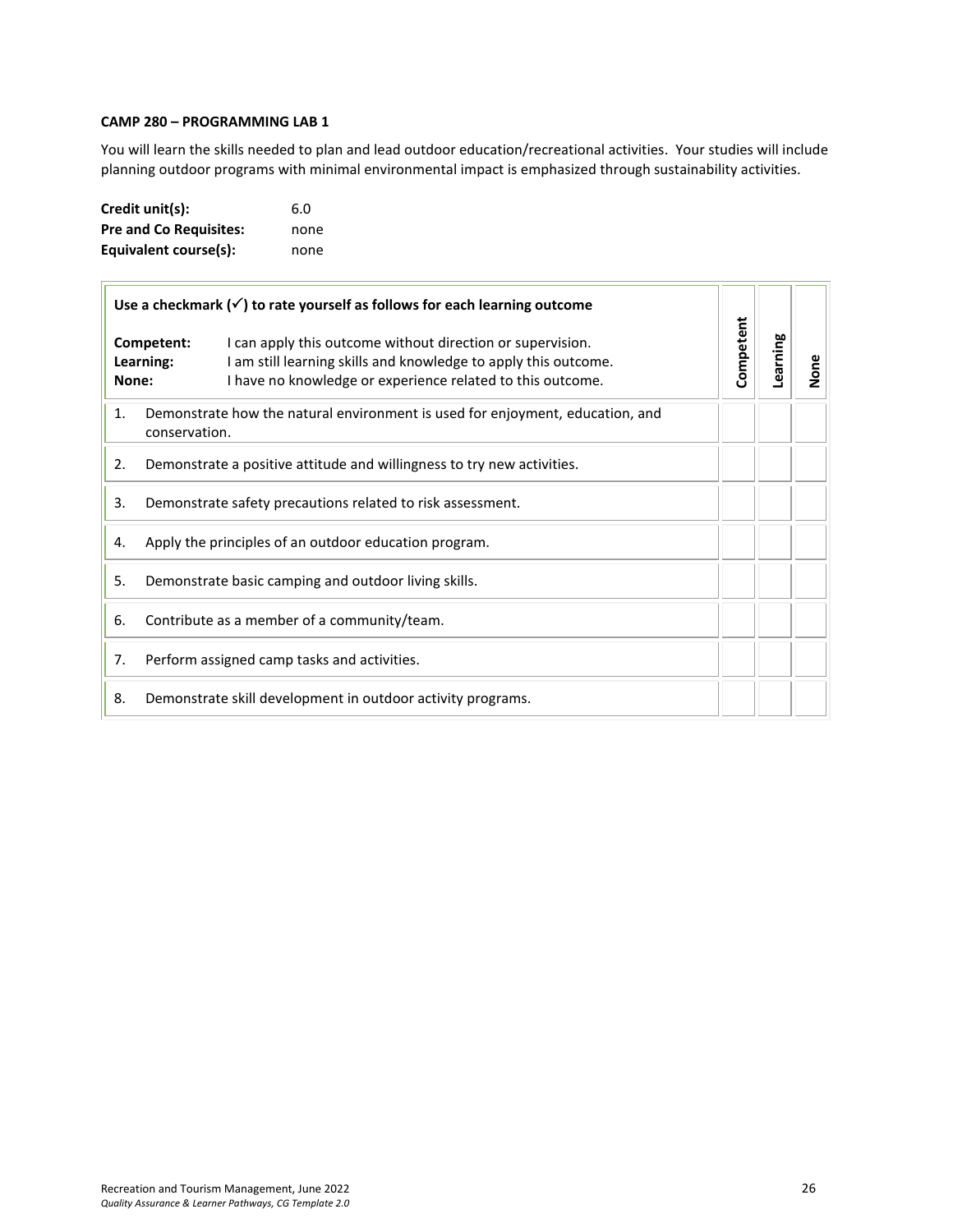**CAMP 280 – PROGRAMMING LAB 1**

You will learn the skills needed to plan and lead outdoor education/recreational activities. Your studies will include planning outdoor programs with minimal environmental impact is emphasized through sustainability activities.

**Credit unit(s):** 6.0
**Pre and Co Requisites:** none
**Equivalent course(s):** none

| Use a checkmark (✓) to rate yourself as follows for each learning outcome<br><br>**Competent:** I can apply this outcome without direction or supervision.<br>**Learning:** I am still learning skills and knowledge to apply this outcome.<br>**None:** I have no knowledge or experience related to this outcome. | Competent | Learning | None |
|---|---|---|---|
| 1. Demonstrate how the natural environment is used for enjoyment, education, and conservation. | | | |
| 2. Demonstrate a positive attitude and willingness to try new activities. | | | |
| 3. Demonstrate safety precautions related to risk assessment. | | | |
| 4. Apply the principles of an outdoor education program. | | | |
| 5. Demonstrate basic camping and outdoor living skills. | | | |
| 6. Contribute as a member of a community/team. | | | |
| 7. Perform assigned camp tasks and activities. | | | |
| 8. Demonstrate skill development in outdoor activity programs. | | | |

Recreation and Tourism Management, June 2022
*Quality Assurance & Learner Pathways, CG Template 2.0*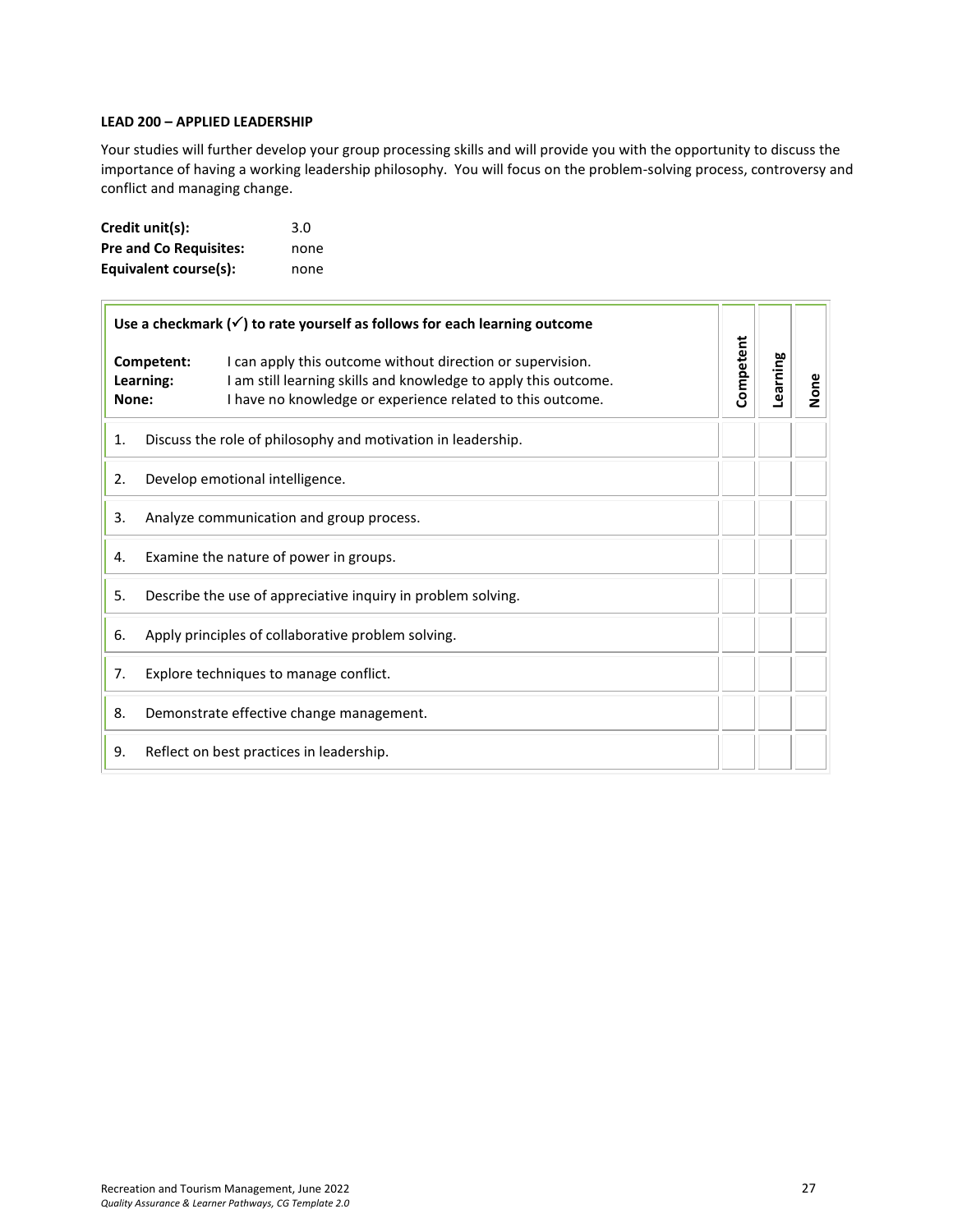### LEAD 200 – APPLIED LEADERSHIP

Your studies will further develop your group processing skills and will provide you with the opportunity to discuss the importance of having a working leadership philosophy. You will focus on the problem-solving process, controversy and conflict and managing change.

**Credit unit(s):** 3.0
**Pre and Co Requisites:** none
**Equivalent course(s):** none

| Use a checkmark (✓) to rate yourself as follows for each learning outcome<br><br>**Competent:** I can apply this outcome without direction or supervision.<br>**Learning:** I am still learning skills and knowledge to apply this outcome.<br>**None:** I have no knowledge or experience related to this outcome. | Competent | Learning | None |
|---|---|---|---|
| 1. Discuss the role of philosophy and motivation in leadership. | | | |
| 2. Develop emotional intelligence. | | | |
| 3. Analyze communication and group process. | | | |
| 4. Examine the nature of power in groups. | | | |
| 5. Describe the use of appreciative inquiry in problem solving. | | | |
| 6. Apply principles of collaborative problem solving. | | | |
| 7. Explore techniques to manage conflict. | | | |
| 8. Demonstrate effective change management. | | | |
| 9. Reflect on best practices in leadership. | | | |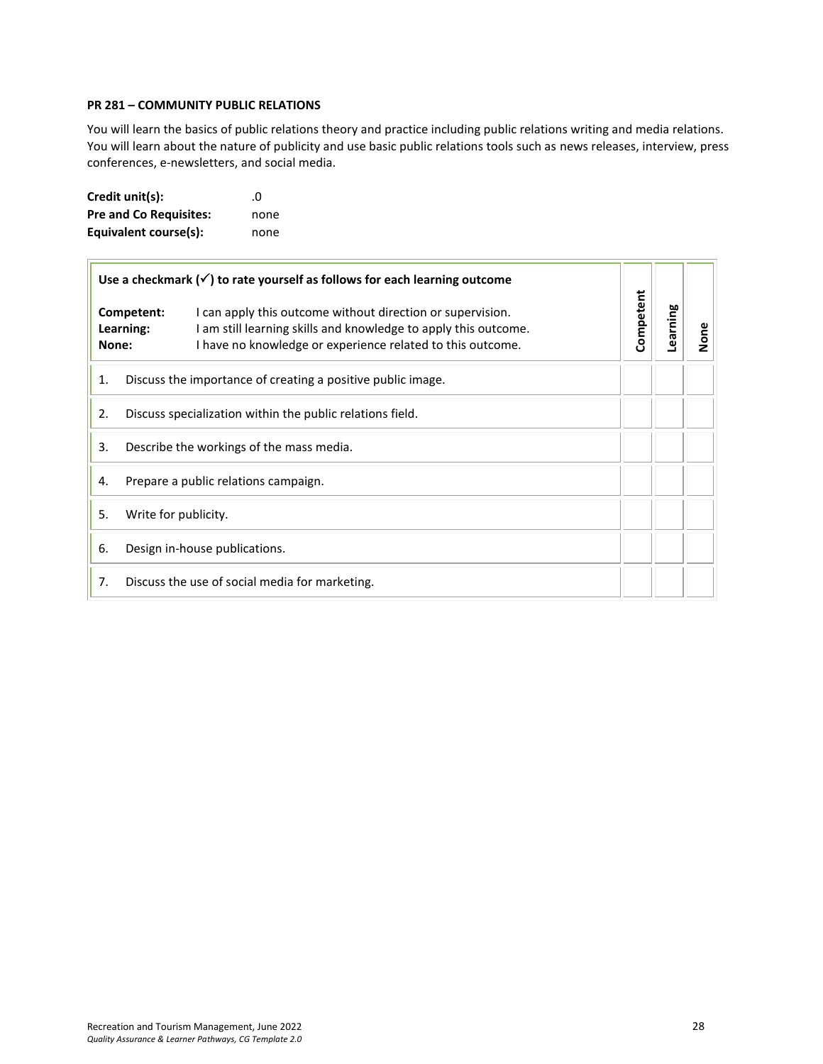**PR 281 – COMMUNITY PUBLIC RELATIONS**

You will learn the basics of public relations theory and practice including public relations writing and media relations. You will learn about the nature of publicity and use basic public relations tools such as news releases, interview, press conferences, e-newsletters, and social media.

**Credit unit(s):** .0
**Pre and Co Requisites:** none
**Equivalent course(s):** none

| Use a checkmark (✓) to rate yourself as follows for each learning outcome<br><br>**Competent:** I can apply this outcome without direction or supervision.<br>**Learning:** I am still learning skills and knowledge to apply this outcome.<br>**None:** I have no knowledge or experience related to this outcome. | Competent | Learning | None |
|---|---|---|---|
| 1. Discuss the importance of creating a positive public image. | | | |
| 2. Discuss specialization within the public relations field. | | | |
| 3. Describe the workings of the mass media. | | | |
| 4. Prepare a public relations campaign. | | | |
| 5. Write for publicity. | | | |
| 6. Design in-house publications. | | | |
| 7. Discuss the use of social media for marketing. | | | |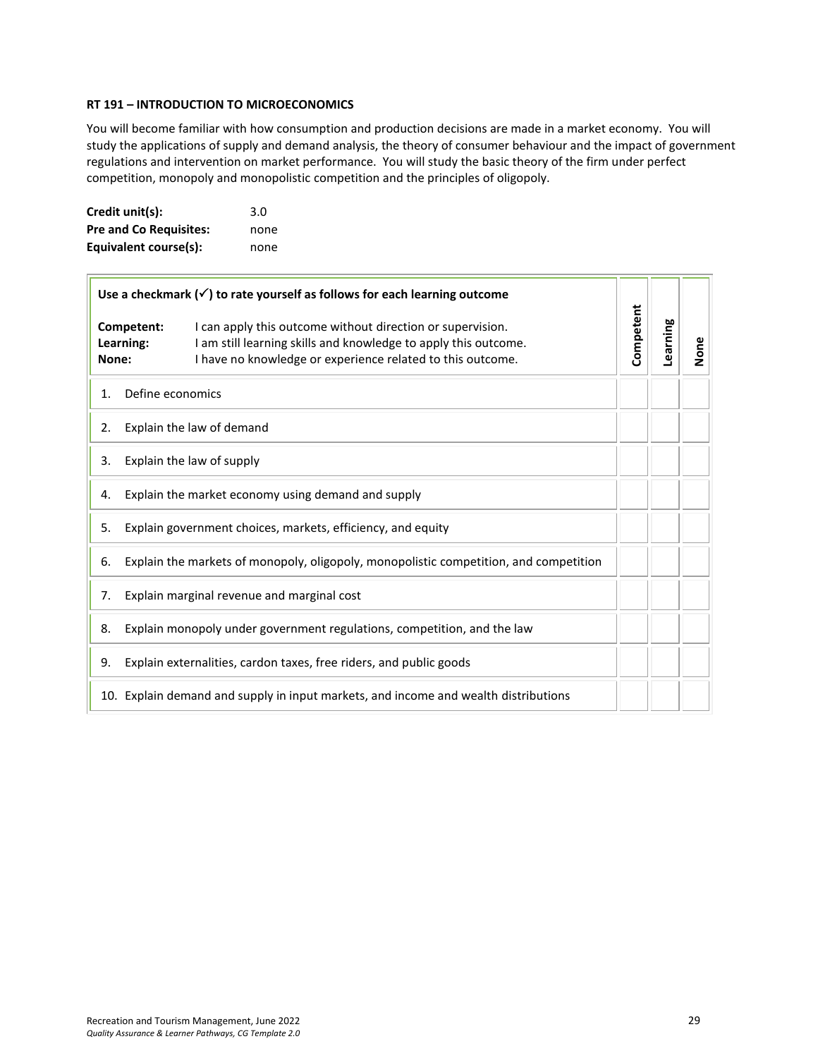**RT 191 – INTRODUCTION TO MICROECONOMICS**

You will become familiar with how consumption and production decisions are made in a market economy. You will study the applications of supply and demand analysis, the theory of consumer behaviour and the impact of government regulations and intervention on market performance. You will study the basic theory of the firm under perfect competition, monopoly and monopolistic competition and the principles of oligopoly.

**Credit unit(s):** 3.0
**Pre and Co Requisites:** none
**Equivalent course(s):** none

| **Use a checkmark (✓) to rate yourself as follows for each learning outcome**<br><br>**Competent:** I can apply this outcome without direction or supervision.<br>**Learning:** I am still learning skills and knowledge to apply this outcome.<br>**None:** I have no knowledge or experience related to this outcome. | **Competent** | **Learning** | **None** |
|---|---|---|---|
| 1. Define economics | | | |
| 2. Explain the law of demand | | | |
| 3. Explain the law of supply | | | |
| 4. Explain the market economy using demand and supply | | | |
| 5. Explain government choices, markets, efficiency, and equity | | | |
| 6. Explain the markets of monopoly, oligopoly, monopolistic competition, and competition | | | |
| 7. Explain marginal revenue and marginal cost | | | |
| 8. Explain monopoly under government regulations, competition, and the law | | | |
| 9. Explain externalities, cardon taxes, free riders, and public goods | | | |
| 10. Explain demand and supply in input markets, and income and wealth distributions | | | |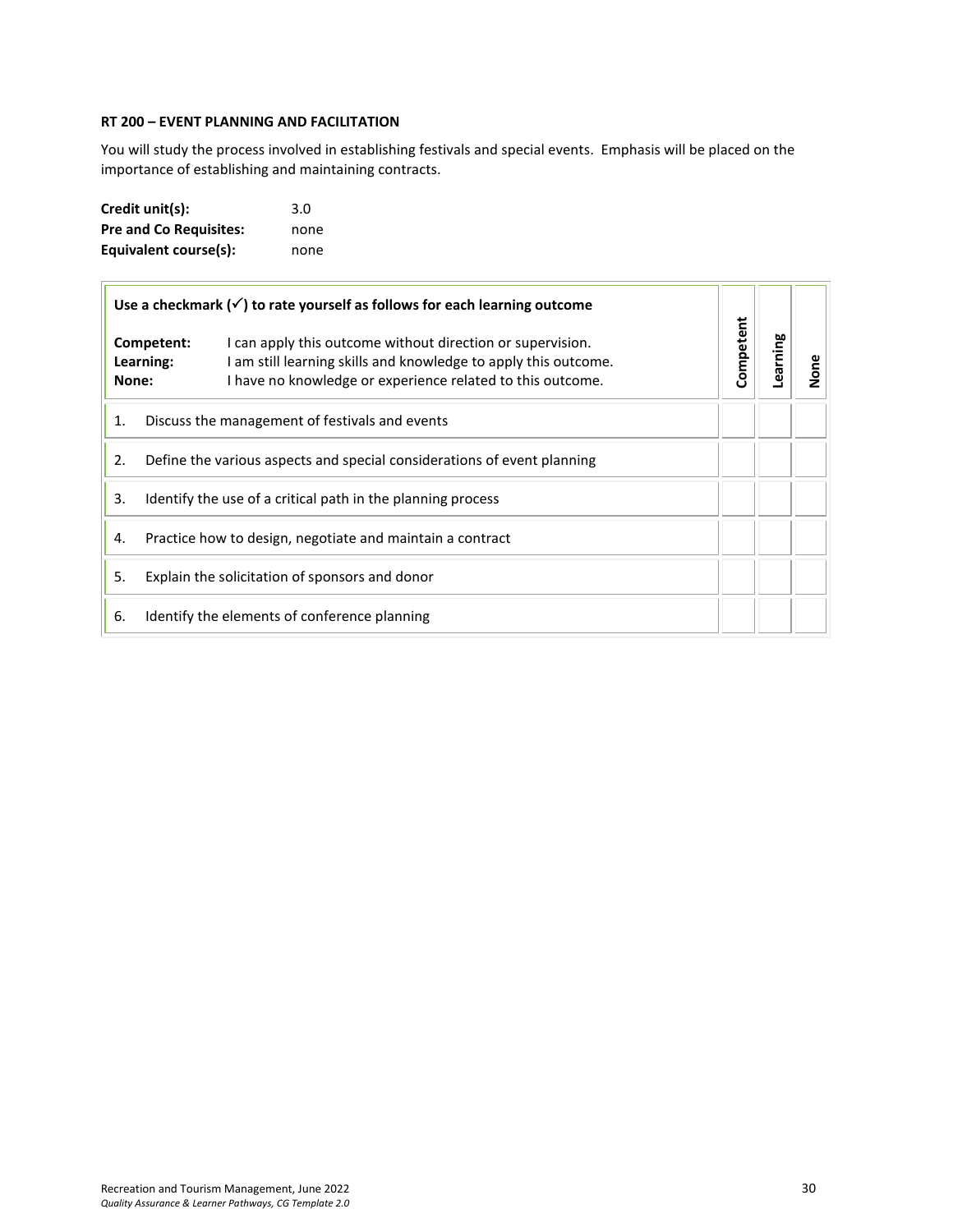**RT 200 – EVENT PLANNING AND FACILITATION**

You will study the process involved in establishing festivals and special events. Emphasis will be placed on the importance of establishing and maintaining contracts.

**Credit unit(s):** 3.0
**Pre and Co Requisites:** none
**Equivalent course(s):** none

| **Use a checkmark (✓) to rate yourself as follows for each learning outcome**<br><br>**Competent:** I can apply this outcome without direction or supervision.<br>**Learning:** I am still learning skills and knowledge to apply this outcome.<br>**None:** I have no knowledge or experience related to this outcome. | **Competent** | **Learning** | **None** |
|---|---|---|---|
| 1. Discuss the management of festivals and events | | | |
| 2. Define the various aspects and special considerations of event planning | | | |
| 3. Identify the use of a critical path in the planning process | | | |
| 4. Practice how to design, negotiate and maintain a contract | | | |
| 5. Explain the solicitation of sponsors and donor | | | |
| 6. Identify the elements of conference planning | | | |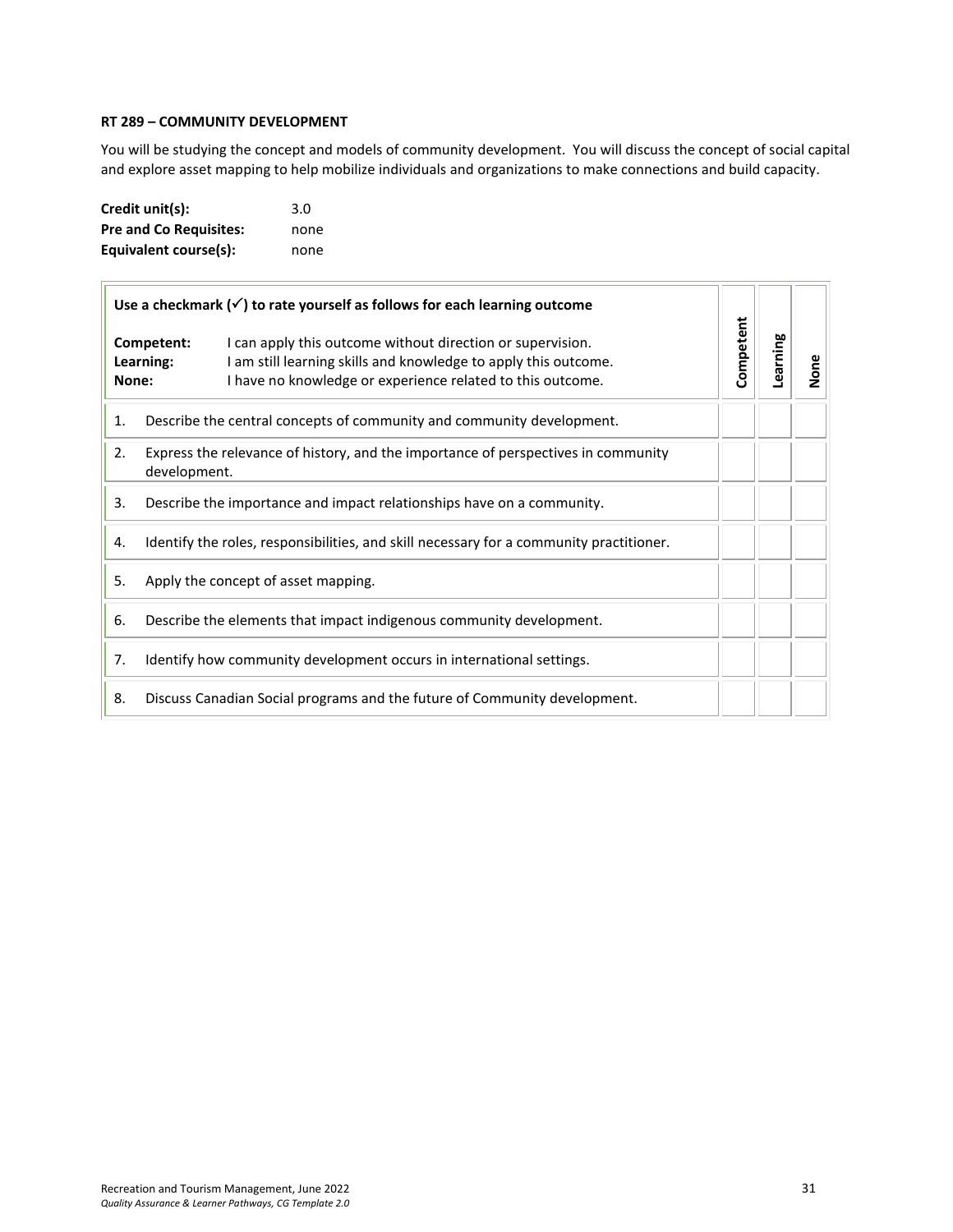**RT 289 – COMMUNITY DEVELOPMENT**

You will be studying the concept and models of community development. You will discuss the concept of social capital and explore asset mapping to help mobilize individuals and organizations to make connections and build capacity.

**Credit unit(s):** 3.0
**Pre and Co Requisites:** none
**Equivalent course(s):** none

| **Use a checkmark (✓) to rate yourself as follows for each learning outcome**<br><br>**Competent:** I can apply this outcome without direction or supervision.<br>**Learning:** I am still learning skills and knowledge to apply this outcome.<br>**None:** I have no knowledge or experience related to this outcome. | **Competent** | **Learning** | **None** |
|---|---|---|---|
| 1. Describe the central concepts of community and community development. | | | |
| 2. Express the relevance of history, and the importance of perspectives in community development. | | | |
| 3. Describe the importance and impact relationships have on a community. | | | |
| 4. Identify the roles, responsibilities, and skill necessary for a community practitioner. | | | |
| 5. Apply the concept of asset mapping. | | | |
| 6. Describe the elements that impact indigenous community development. | | | |
| 7. Identify how community development occurs in international settings. | | | |
| 8. Discuss Canadian Social programs and the future of Community development. | | | |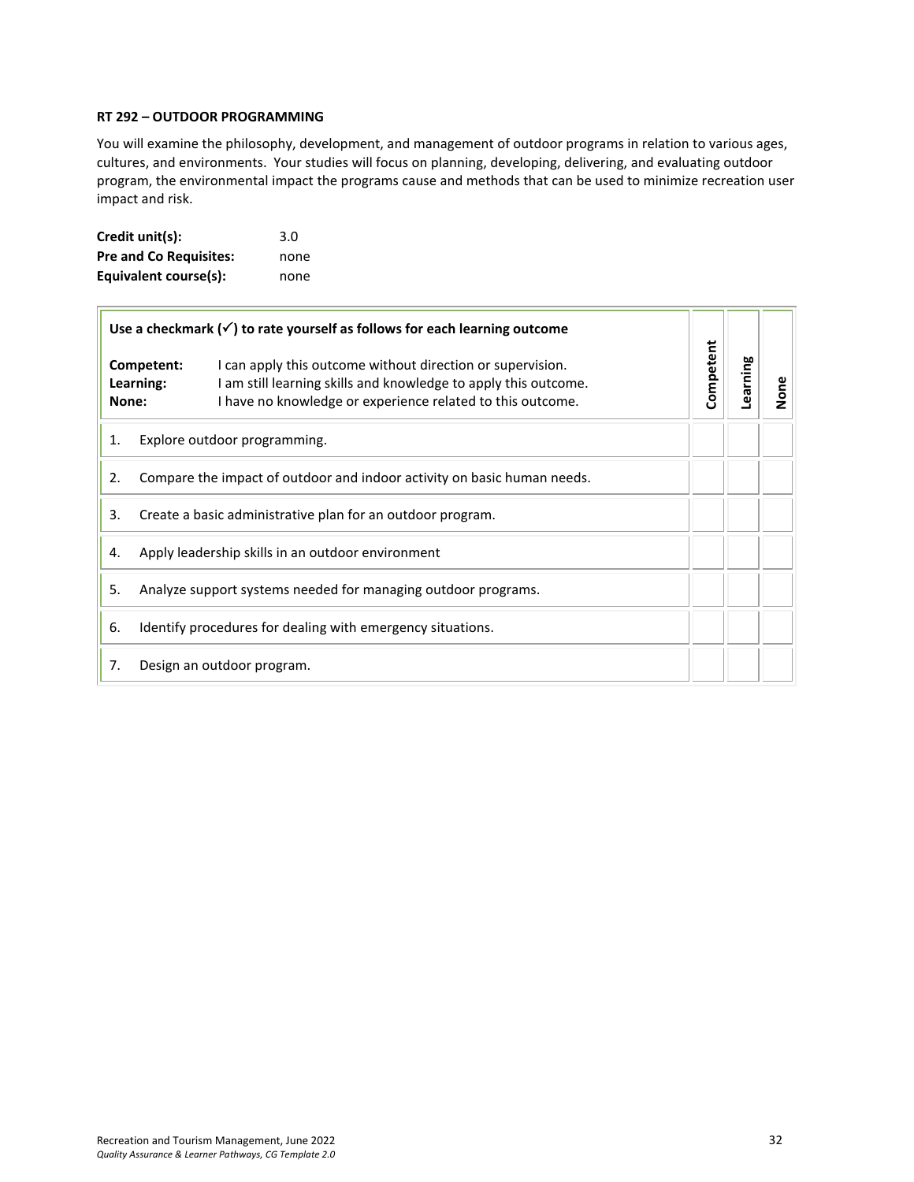### RT 292 – OUTDOOR PROGRAMMING

You will examine the philosophy, development, and management of outdoor programs in relation to various ages, cultures, and environments. Your studies will focus on planning, developing, delivering, and evaluating outdoor program, the environmental impact the programs cause and methods that can be used to minimize recreation user impact and risk.

**Credit unit(s):** 3.0
**Pre and Co Requisites:** none
**Equivalent course(s):** none

| **Use a checkmark (✓) to rate yourself as follows for each learning outcome**<br>**Competent:** I can apply this outcome without direction or supervision.<br>**Learning:** I am still learning skills and knowledge to apply this outcome.<br>**None:** I have no knowledge or experience related to this outcome. | **Competent** | **Learning** | **None** |
|---|---|---|---|
| 1. Explore outdoor programming. | | | |
| 2. Compare the impact of outdoor and indoor activity on basic human needs. | | | |
| 3. Create a basic administrative plan for an outdoor program. | | | |
| 4. Apply leadership skills in an outdoor environment | | | |
| 5. Analyze support systems needed for managing outdoor programs. | | | |
| 6. Identify procedures for dealing with emergency situations. | | | |
| 7. Design an outdoor program. | | | |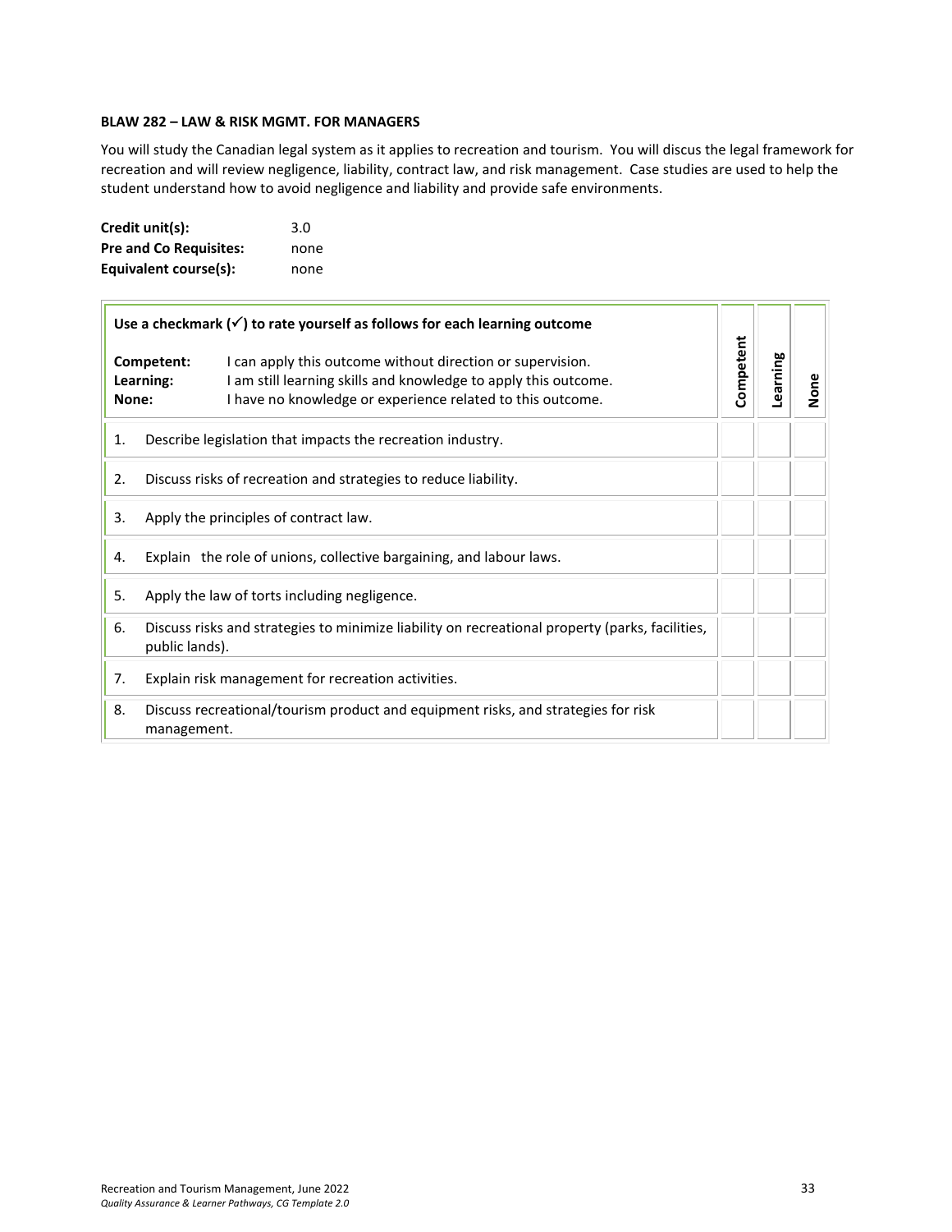**BLAW 282 – LAW & RISK MGMT. FOR MANAGERS**

You will study the Canadian legal system as it applies to recreation and tourism. You will discus the legal framework for recreation and will review negligence, liability, contract law, and risk management. Case studies are used to help the student understand how to avoid negligence and liability and provide safe environments.

**Credit unit(s):** 3.0
**Pre and Co Requisites:** none
**Equivalent course(s):** none

| **Use a checkmark (✓) to rate yourself as follows for each learning outcome**<br><br>**Competent:** I can apply this outcome without direction or supervision.<br>**Learning:** I am still learning skills and knowledge to apply this outcome.<br>**None:** I have no knowledge or experience related to this outcome. | **Competent** | **Learning** | **None** |
|---|---|---|---|
| 1. Describe legislation that impacts the recreation industry. | | | |
| 2. Discuss risks of recreation and strategies to reduce liability. | | | |
| 3. Apply the principles of contract law. | | | |
| 4. Explain the role of unions, collective bargaining, and labour laws. | | | |
| 5. Apply the law of torts including negligence. | | | |
| 6. Discuss risks and strategies to minimize liability on recreational property (parks, facilities, public lands). | | | |
| 7. Explain risk management for recreation activities. | | | |
| 8. Discuss recreational/tourism product and equipment risks, and strategies for risk management. | | | |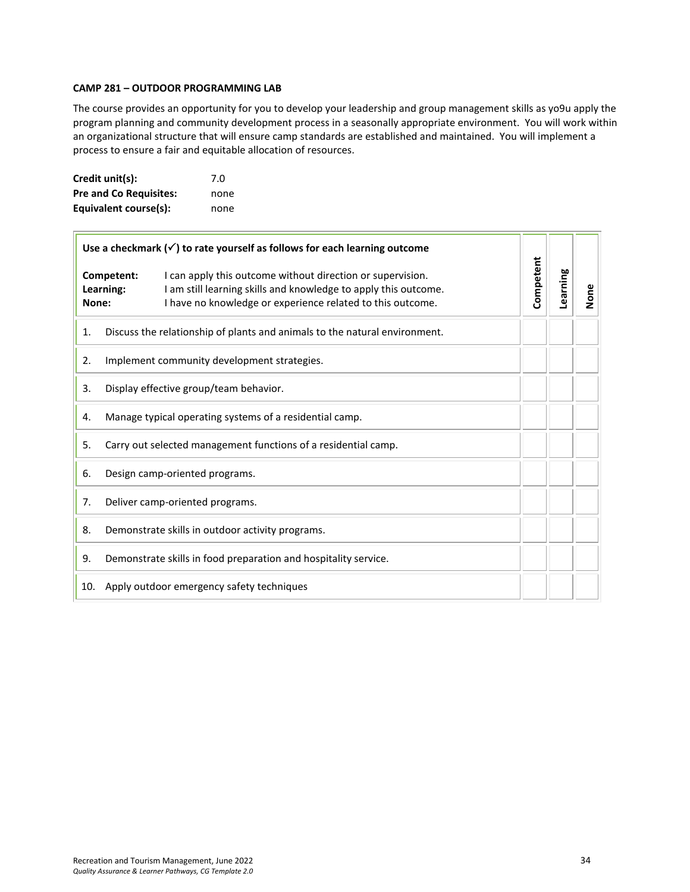**CAMP 281 – OUTDOOR PROGRAMMING LAB**

The course provides an opportunity for you to develop your leadership and group management skills as yo9u apply the program planning and community development process in a seasonally appropriate environment. You will work within an organizational structure that will ensure camp standards are established and maintained. You will implement a process to ensure a fair and equitable allocation of resources.

**Credit unit(s):** 7.0
**Pre and Co Requisites:** none
**Equivalent course(s):** none

| **Use a checkmark (✓) to rate yourself as follows for each learning outcome**<br><br>**Competent:** I can apply this outcome without direction or supervision.<br>**Learning:** I am still learning skills and knowledge to apply this outcome.<br>**None:** I have no knowledge or experience related to this outcome. | **Competent** | **Learning** | **None** |
|---|---|---|---|
| 1. Discuss the relationship of plants and animals to the natural environment. | | | |
| 2. Implement community development strategies. | | | |
| 3. Display effective group/team behavior. | | | |
| 4. Manage typical operating systems of a residential camp. | | | |
| 5. Carry out selected management functions of a residential camp. | | | |
| 6. Design camp-oriented programs. | | | |
| 7. Deliver camp-oriented programs. | | | |
| 8. Demonstrate skills in outdoor activity programs. | | | |
| 9. Demonstrate skills in food preparation and hospitality service. | | | |
| 10. Apply outdoor emergency safety techniques | | | |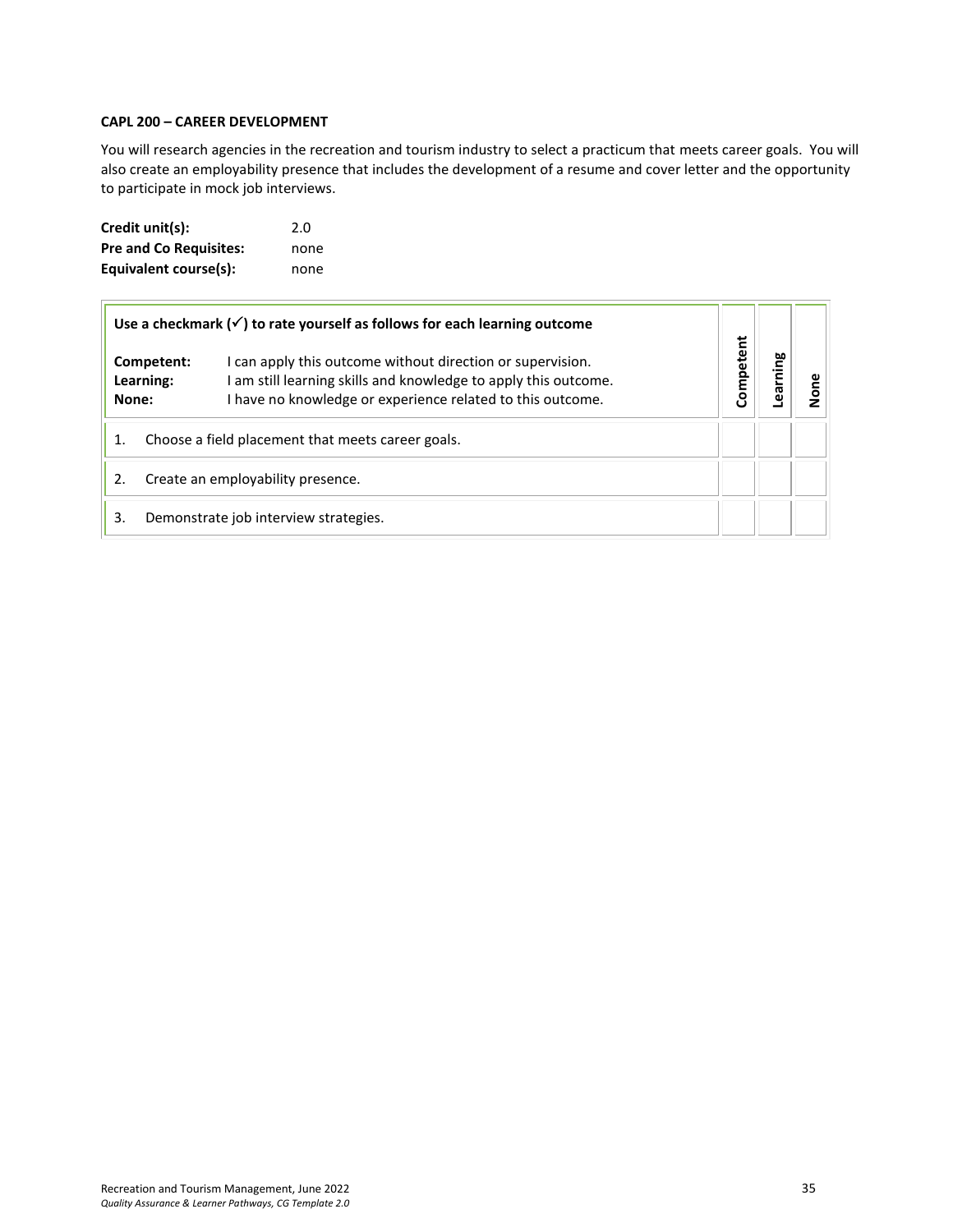**CAPL 200 – CAREER DEVELOPMENT**

You will research agencies in the recreation and tourism industry to select a practicum that meets career goals. You will also create an employability presence that includes the development of a resume and cover letter and the opportunity to participate in mock job interviews.

| | |
|---|---|
| **Credit unit(s):** | 2.0 |
| **Pre and Co Requisites:** | none |
| **Equivalent course(s):** | none |

| **Use a checkmark (✓) to rate yourself as follows for each learning outcome**<br><br>**Competent:** I can apply this outcome without direction or supervision.<br>**Learning:** I am still learning skills and knowledge to apply this outcome.<br>**None:** I have no knowledge or experience related to this outcome. | **Competent** | **Learning** | **None** |
|---|---|---|---|
| 1. Choose a field placement that meets career goals. | | | |
| 2. Create an employability presence. | | | |
| 3. Demonstrate job interview strategies. | | | |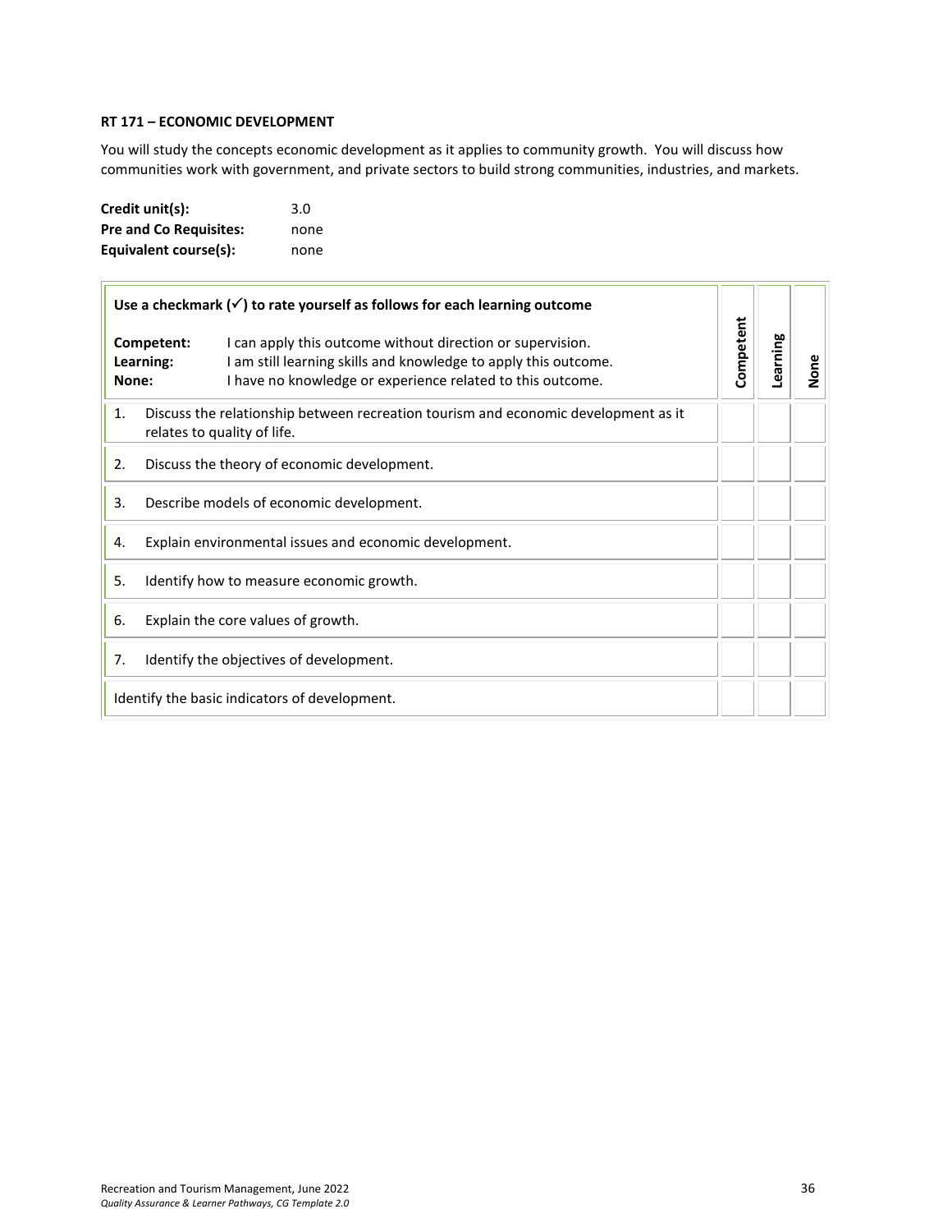**RT 171 – ECONOMIC DEVELOPMENT**

You will study the concepts economic development as it applies to community growth. You will discuss how communities work with government, and private sectors to build strong communities, industries, and markets.

**Credit unit(s):** 3.0
**Pre and Co Requisites:** none
**Equivalent course(s):** none

| **Use a checkmark (✓) to rate yourself as follows for each learning outcome**<br><br>**Competent:** I can apply this outcome without direction or supervision.<br>**Learning:** I am still learning skills and knowledge to apply this outcome.<br>**None:** I have no knowledge or experience related to this outcome. | Competent | Learning | None |
|---|---|---|---|
| 1. Discuss the relationship between recreation tourism and economic development as it relates to quality of life. | | | |
| 2. Discuss the theory of economic development. | | | |
| 3. Describe models of economic development. | | | |
| 4. Explain environmental issues and economic development. | | | |
| 5. Identify how to measure economic growth. | | | |
| 6. Explain the core values of growth. | | | |
| 7. Identify the objectives of development. | | | |
| Identify the basic indicators of development. | | | |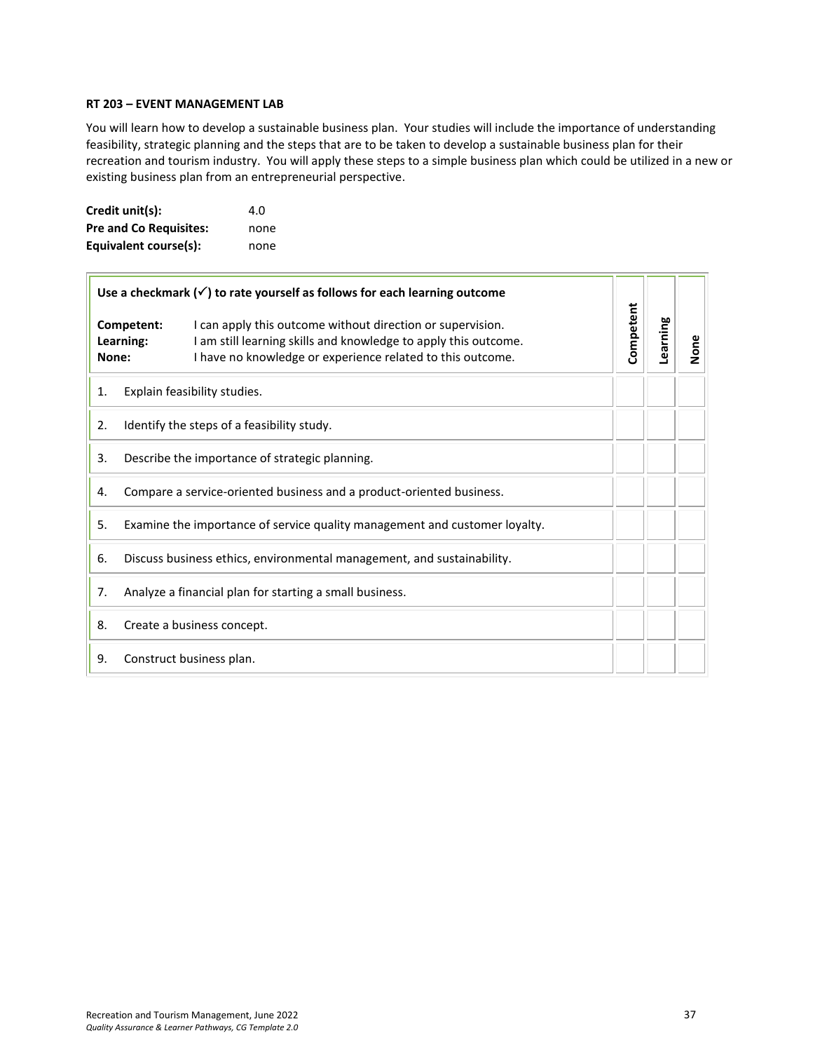**RT 203 – EVENT MANAGEMENT LAB**

You will learn how to develop a sustainable business plan. Your studies will include the importance of understanding feasibility, strategic planning and the steps that are to be taken to develop a sustainable business plan for their recreation and tourism industry. You will apply these steps to a simple business plan which could be utilized in a new or existing business plan from an entrepreneurial perspective.

**Credit unit(s):** 4.0
**Pre and Co Requisites:** none
**Equivalent course(s):** none

| **Use a checkmark (✓) to rate yourself as follows for each learning outcome**<br><br>**Competent:** I can apply this outcome without direction or supervision.<br>**Learning:** I am still learning skills and knowledge to apply this outcome.<br>**None:** I have no knowledge or experience related to this outcome. | **Competent** | **Learning** | **None** |
|---|---|---|---|
| 1. Explain feasibility studies. | | | |
| 2. Identify the steps of a feasibility study. | | | |
| 3. Describe the importance of strategic planning. | | | |
| 4. Compare a service-oriented business and a product-oriented business. | | | |
| 5. Examine the importance of service quality management and customer loyalty. | | | |
| 6. Discuss business ethics, environmental management, and sustainability. | | | |
| 7. Analyze a financial plan for starting a small business. | | | |
| 8. Create a business concept. | | | |
| 9. Construct business plan. | | | |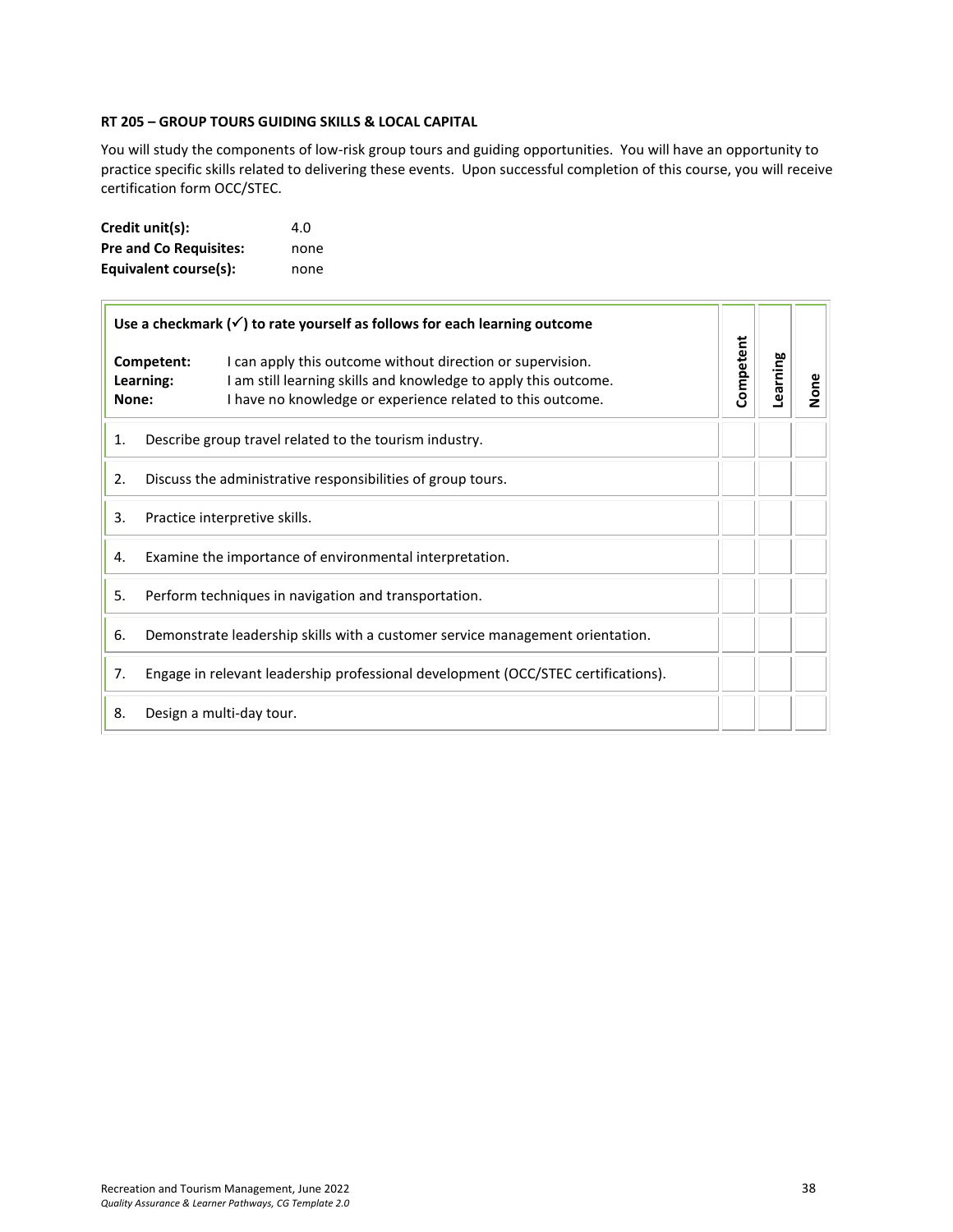### RT 205 – GROUP TOURS GUIDING SKILLS & LOCAL CAPITAL

You will study the components of low-risk group tours and guiding opportunities. You will have an opportunity to practice specific skills related to delivering these events. Upon successful completion of this course, you will receive certification form OCC/STEC.

**Credit unit(s):** 4.0
**Pre and Co Requisites:** none
**Equivalent course(s):** none

| **Use a checkmark (✓) to rate yourself as follows for each learning outcome**<br>**Competent:** I can apply this outcome without direction or supervision.<br>**Learning:** I am still learning skills and knowledge to apply this outcome.<br>**None:** I have no knowledge or experience related to this outcome. | **Competent** | **Learning** | **None** |
|---|---|---|---|
| 1. Describe group travel related to the tourism industry. | | | |
| 2. Discuss the administrative responsibilities of group tours. | | | |
| 3. Practice interpretive skills. | | | |
| 4. Examine the importance of environmental interpretation. | | | |
| 5. Perform techniques in navigation and transportation. | | | |
| 6. Demonstrate leadership skills with a customer service management orientation. | | | |
| 7. Engage in relevant leadership professional development (OCC/STEC certifications). | | | |
| 8. Design a multi-day tour. | | | |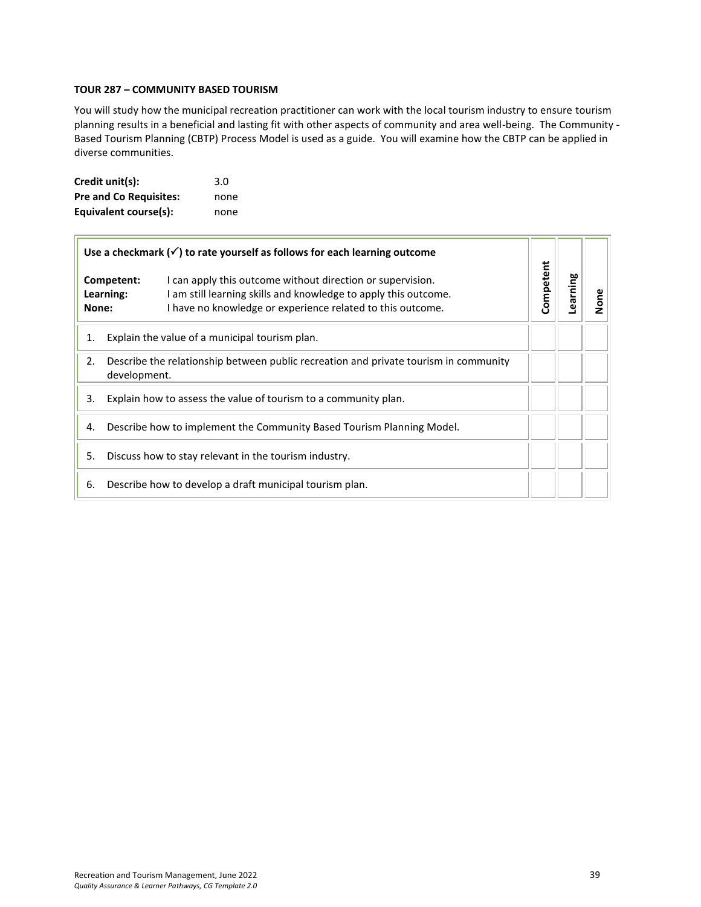**TOUR 287 – COMMUNITY BASED TOURISM**

You will study how the municipal recreation practitioner can work with the local tourism industry to ensure tourism planning results in a beneficial and lasting fit with other aspects of community and area well-being. The Community - Based Tourism Planning (CBTP) Process Model is used as a guide. You will examine how the CBTP can be applied in diverse communities.

| | |
|---|---|
| **Credit unit(s):** | 3.0 |
| **Pre and Co Requisites:** | none |
| **Equivalent course(s):** | none |

| **Use a checkmark (✓) to rate yourself as follows for each learning outcome**<br><br>**Competent:** I can apply this outcome without direction or supervision.<br>**Learning:** I am still learning skills and knowledge to apply this outcome.<br>**None:** I have no knowledge or experience related to this outcome. | Competent | Learning | None |
|---|---|---|---|
| 1. Explain the value of a municipal tourism plan. | | | |
| 2. Describe the relationship between public recreation and private tourism in community development. | | | |
| 3. Explain how to assess the value of tourism to a community plan. | | | |
| 4. Describe how to implement the Community Based Tourism Planning Model. | | | |
| 5. Discuss how to stay relevant in the tourism industry. | | | |
| 6. Describe how to develop a draft municipal tourism plan. | | | |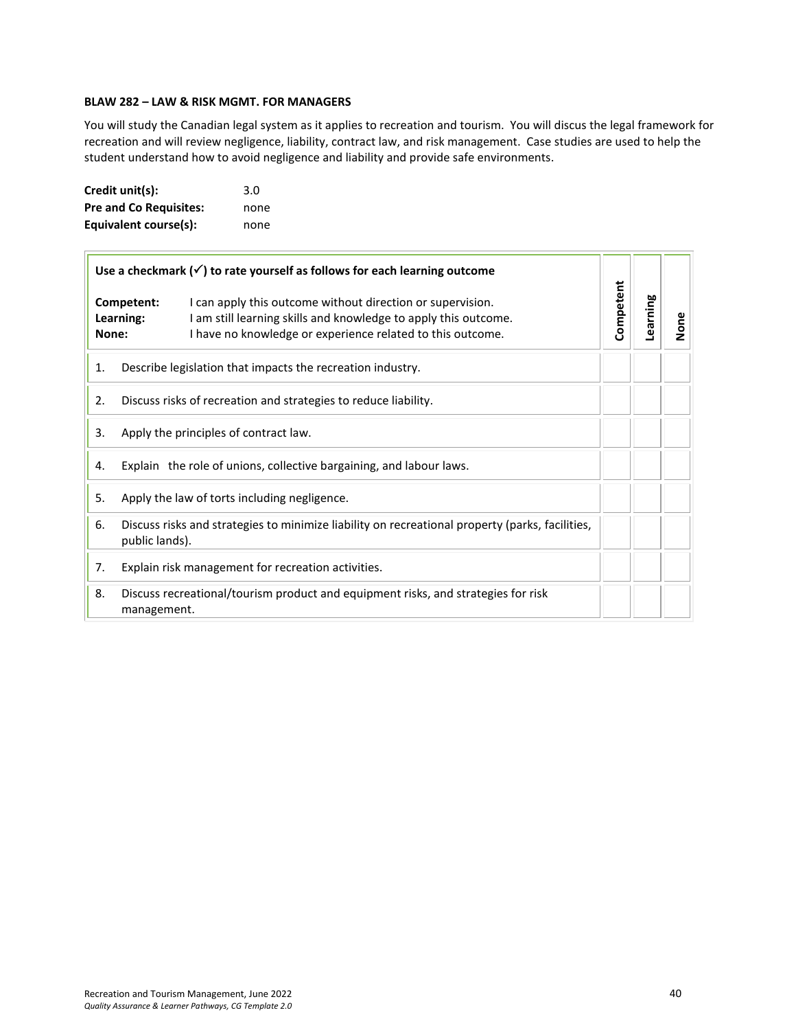**BLAW 282 – LAW & RISK MGMT. FOR MANAGERS**

You will study the Canadian legal system as it applies to recreation and tourism. You will discus the legal framework for recreation and will review negligence, liability, contract law, and risk management. Case studies are used to help the student understand how to avoid negligence and liability and provide safe environments.

| | |
|---|---|
| **Credit unit(s):** | 3.0 |
| **Pre and Co Requisites:** | none |
| **Equivalent course(s):** | none |

| **Use a checkmark (✓) to rate yourself as follows for each learning outcome**<br><br>**Competent:** I can apply this outcome without direction or supervision.<br>**Learning:** I am still learning skills and knowledge to apply this outcome.<br>**None:** I have no knowledge or experience related to this outcome. | **Competent** | **Learning** | **None** |
|---|---|---|---|
| 1. Describe legislation that impacts the recreation industry. | | | |
| 2. Discuss risks of recreation and strategies to reduce liability. | | | |
| 3. Apply the principles of contract law. | | | |
| 4. Explain the role of unions, collective bargaining, and labour laws. | | | |
| 5. Apply the law of torts including negligence. | | | |
| 6. Discuss risks and strategies to minimize liability on recreational property (parks, facilities, public lands). | | | |
| 7. Explain risk management for recreation activities. | | | |
| 8. Discuss recreational/tourism product and equipment risks, and strategies for risk management. | | | |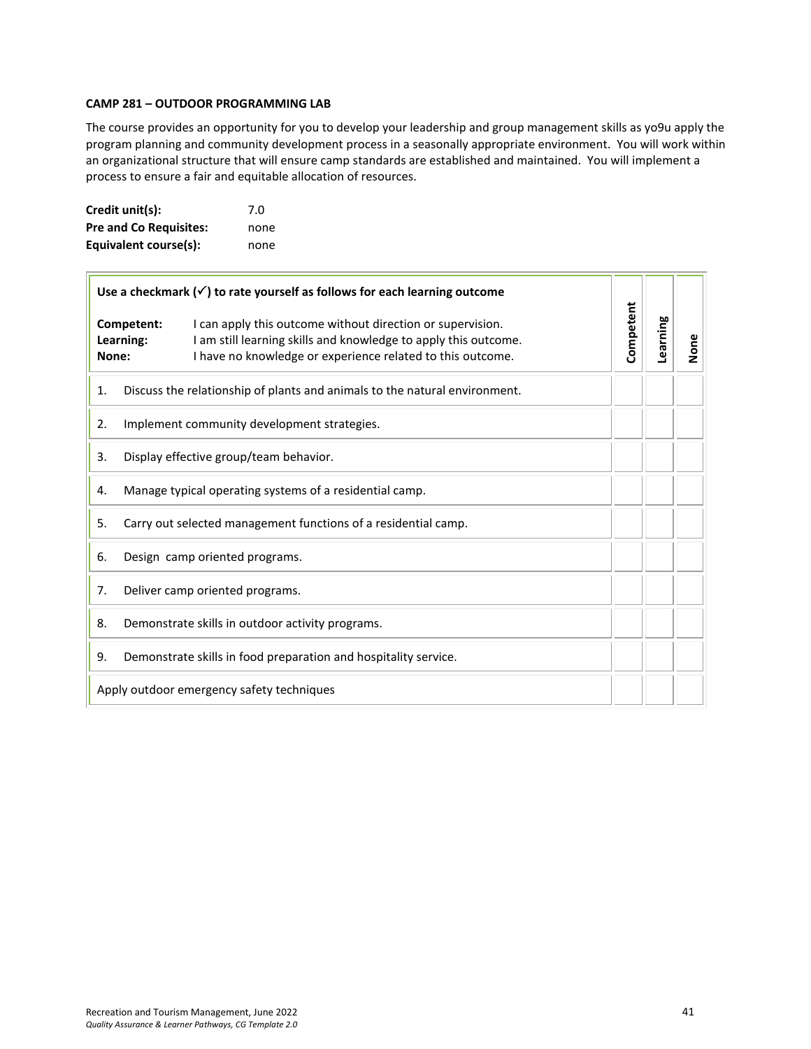**CAMP 281 – OUTDOOR PROGRAMMING LAB**

The course provides an opportunity for you to develop your leadership and group management skills as yo9u apply the program planning and community development process in a seasonally appropriate environment. You will work within an organizational structure that will ensure camp standards are established and maintained. You will implement a process to ensure a fair and equitable allocation of resources.

**Credit unit(s):** 7.0
**Pre and Co Requisites:** none
**Equivalent course(s):** none

| **Use a checkmark (✓) to rate yourself as follows for each learning outcome**<br><br>**Competent:** I can apply this outcome without direction or supervision.<br>**Learning:** I am still learning skills and knowledge to apply this outcome.<br>**None:** I have no knowledge or experience related to this outcome. | **Competent** | **Learning** | **None** |
|---|---|---|---|
| 1. Discuss the relationship of plants and animals to the natural environment. | | | |
| 2. Implement community development strategies. | | | |
| 3. Display effective group/team behavior. | | | |
| 4. Manage typical operating systems of a residential camp. | | | |
| 5. Carry out selected management functions of a residential camp. | | | |
| 6. Design camp oriented programs. | | | |
| 7. Deliver camp oriented programs. | | | |
| 8. Demonstrate skills in outdoor activity programs. | | | |
| 9. Demonstrate skills in food preparation and hospitality service. | | | |
| Apply outdoor emergency safety techniques | | | |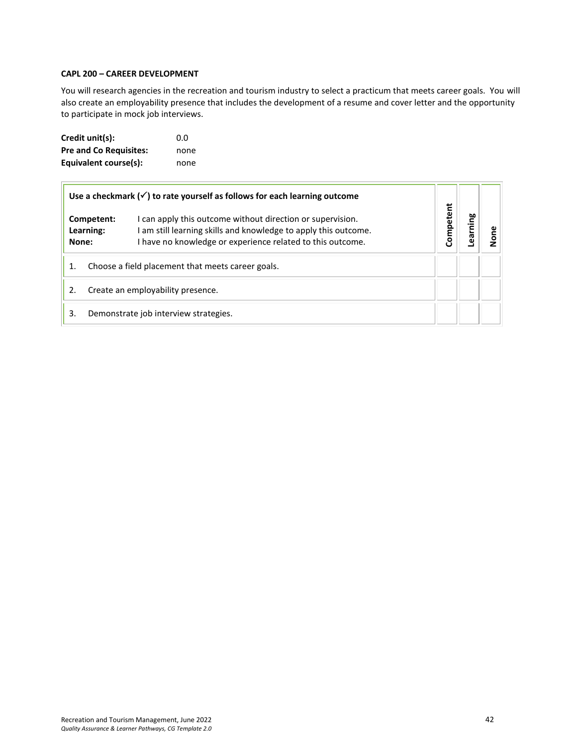**CAPL 200 – CAREER DEVELOPMENT**

You will research agencies in the recreation and tourism industry to select a practicum that meets career goals. You will also create an employability presence that includes the development of a resume and cover letter and the opportunity to participate in mock job interviews.

**Credit unit(s):** 0.0
**Pre and Co Requisites:** none
**Equivalent course(s):** none

| **Use a checkmark (✓) to rate yourself as follows for each learning outcome**<br><br>**Competent:** I can apply this outcome without direction or supervision.<br>**Learning:** I am still learning skills and knowledge to apply this outcome.<br>**None:** I have no knowledge or experience related to this outcome. | **Competent** | **Learning** | **None** |
|---|---|---|---|
| 1. Choose a field placement that meets career goals. | | | |
| 2. Create an employability presence. | | | |
| 3. Demonstrate job interview strategies. | | | |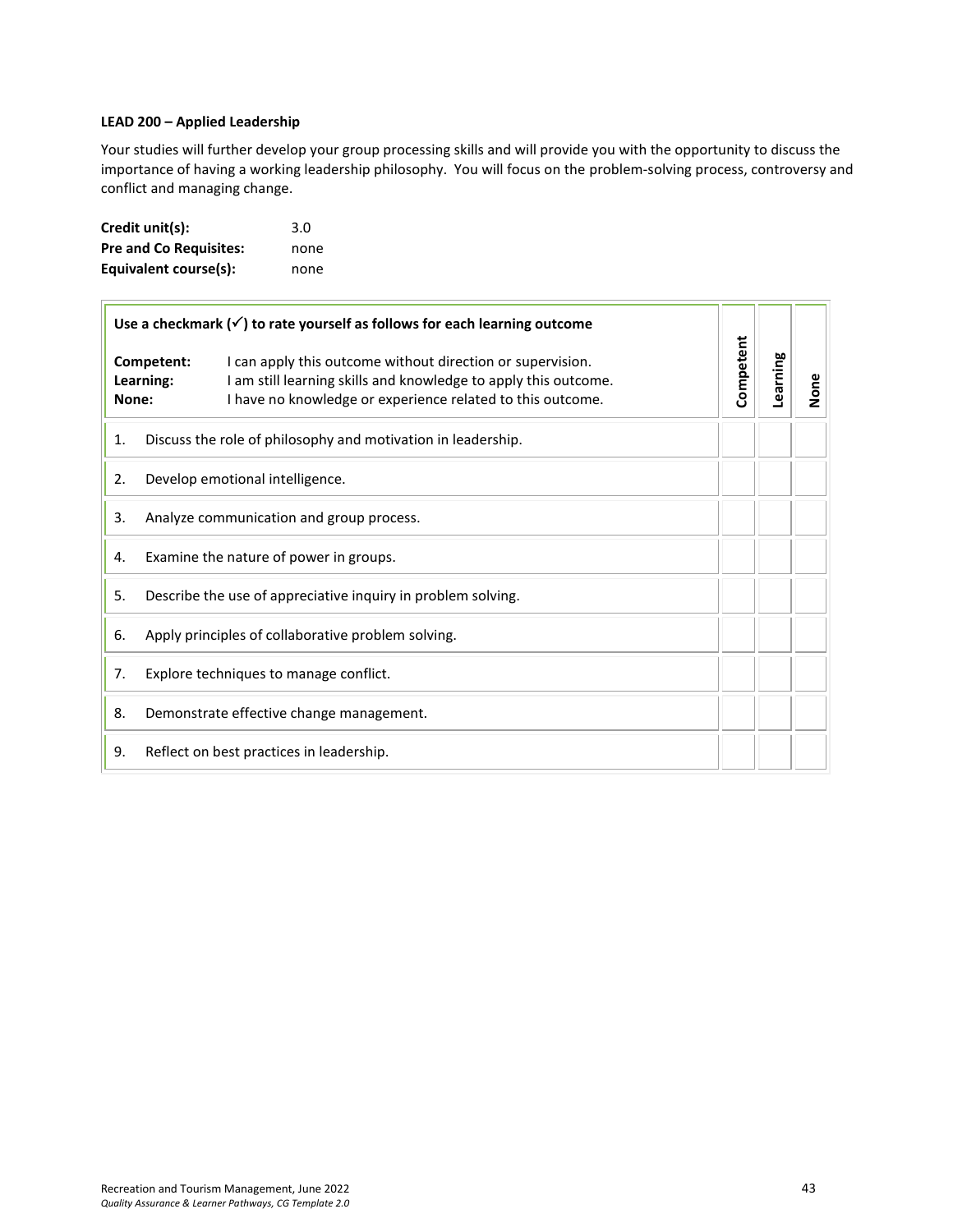**LEAD 200 – Applied Leadership**

Your studies will further develop your group processing skills and will provide you with the opportunity to discuss the importance of having a working leadership philosophy. You will focus on the problem-solving process, controversy and conflict and managing change.

**Credit unit(s):** 3.0
**Pre and Co Requisites:** none
**Equivalent course(s):** none

| **Use a checkmark (✓) to rate yourself as follows for each learning outcome**<br><br>**Competent:** I can apply this outcome without direction or supervision.<br>**Learning:** I am still learning skills and knowledge to apply this outcome.<br>**None:** I have no knowledge or experience related to this outcome. | **Competent** | **Learning** | **None** |
|---|---|---|---|
| 1. Discuss the role of philosophy and motivation in leadership. | | | |
| 2. Develop emotional intelligence. | | | |
| 3. Analyze communication and group process. | | | |
| 4. Examine the nature of power in groups. | | | |
| 5. Describe the use of appreciative inquiry in problem solving. | | | |
| 6. Apply principles of collaborative problem solving. | | | |
| 7. Explore techniques to manage conflict. | | | |
| 8. Demonstrate effective change management. | | | |
| 9. Reflect on best practices in leadership. | | | |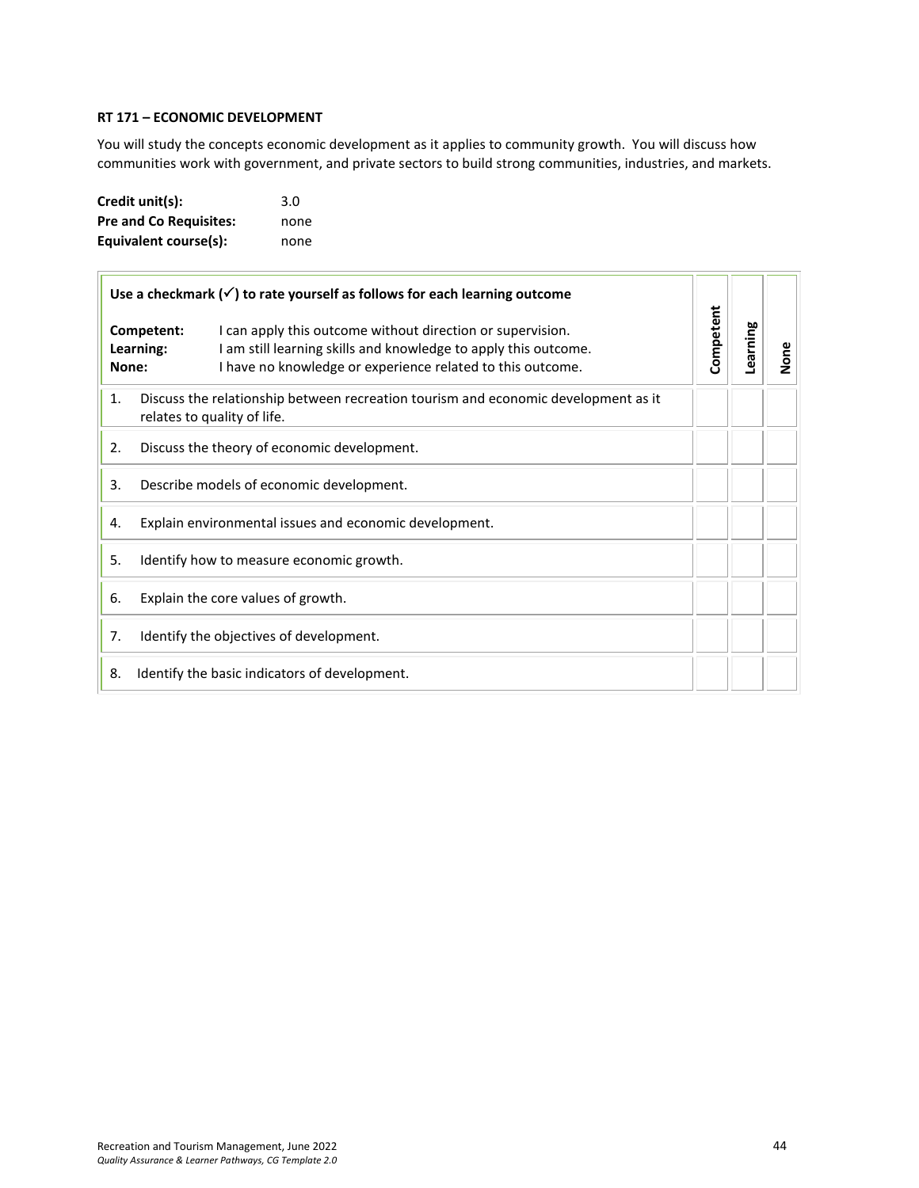### RT 171 – ECONOMIC DEVELOPMENT

You will study the concepts economic development as it applies to community growth. You will discuss how communities work with government, and private sectors to build strong communities, industries, and markets.

**Credit unit(s):** 3.0
**Pre and Co Requisites:** none
**Equivalent course(s):** none

| **Use a checkmark (✓) to rate yourself as follows for each learning outcome**<br><br>**Competent:** I can apply this outcome without direction or supervision.<br>**Learning:** I am still learning skills and knowledge to apply this outcome.<br>**None:** I have no knowledge or experience related to this outcome. | **Competent** | **Learning** | **None** |
|---|---|---|---|
| 1. Discuss the relationship between recreation tourism and economic development as it relates to quality of life. | | | |
| 2. Discuss the theory of economic development. | | | |
| 3. Describe models of economic development. | | | |
| 4. Explain environmental issues and economic development. | | | |
| 5. Identify how to measure economic growth. | | | |
| 6. Explain the core values of growth. | | | |
| 7. Identify the objectives of development. | | | |
| 8. Identify the basic indicators of development. | | | |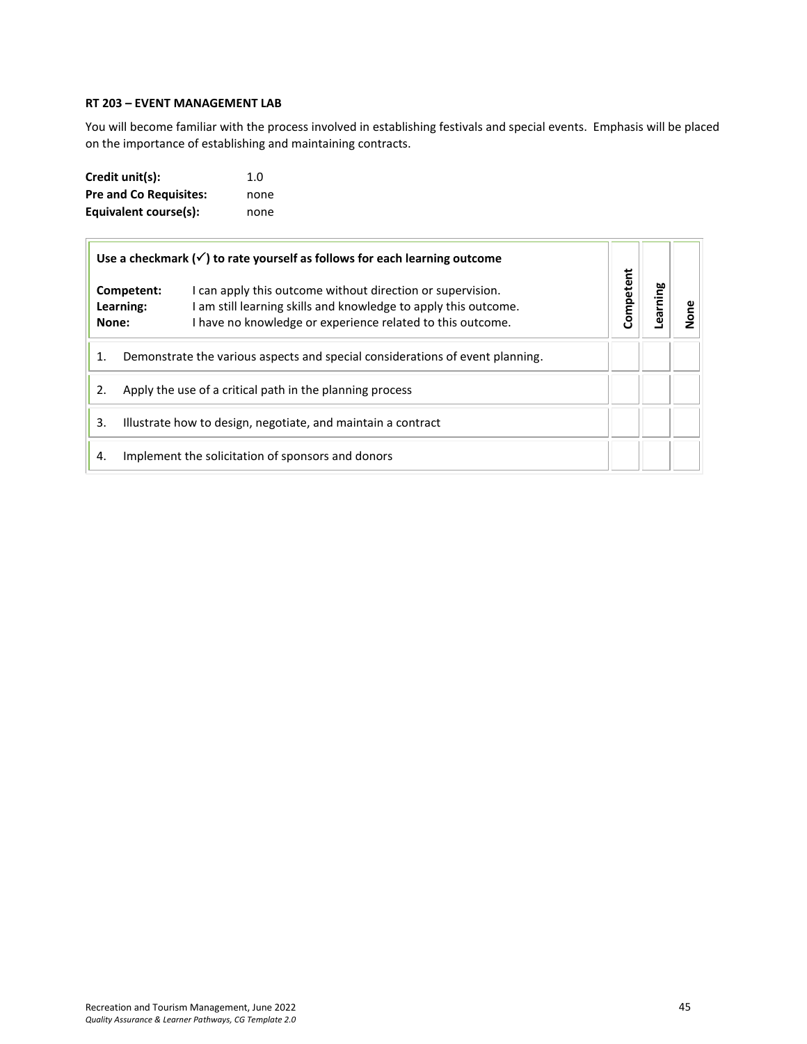**RT 203 – EVENT MANAGEMENT LAB**

You will become familiar with the process involved in establishing festivals and special events. Emphasis will be placed on the importance of establishing and maintaining contracts.

**Credit unit(s):** 1.0
**Pre and Co Requisites:** none
**Equivalent course(s):** none

| **Use a checkmark (✓) to rate yourself as follows for each learning outcome**<br><br>**Competent:** I can apply this outcome without direction or supervision.<br>**Learning:** I am still learning skills and knowledge to apply this outcome.<br>**None:** I have no knowledge or experience related to this outcome. | **Competent** | **Learning** | **None** |
|---|---|---|---|
| 1. Demonstrate the various aspects and special considerations of event planning. | | | |
| 2. Apply the use of a critical path in the planning process | | | |
| 3. Illustrate how to design, negotiate, and maintain a contract | | | |
| 4. Implement the solicitation of sponsors and donors | | | |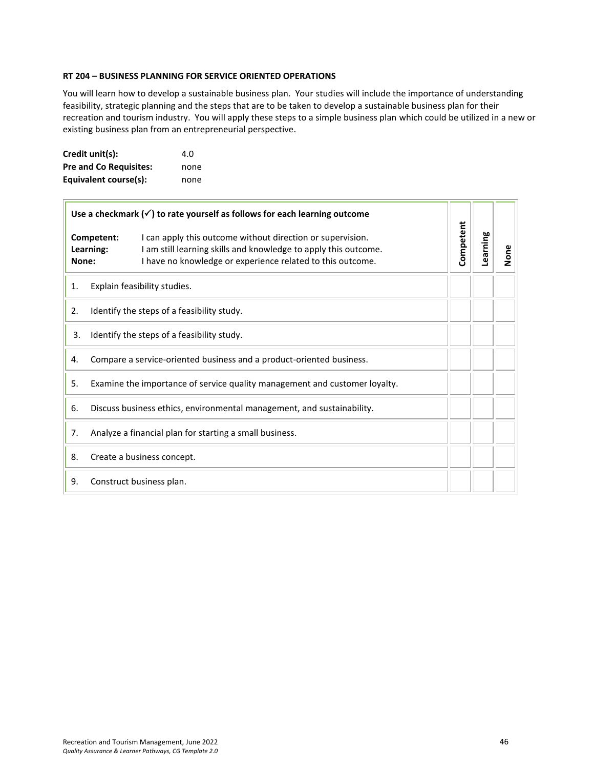**RT 204 – BUSINESS PLANNING FOR SERVICE ORIENTED OPERATIONS**

You will learn how to develop a sustainable business plan. Your studies will include the importance of understanding feasibility, strategic planning and the steps that are to be taken to develop a sustainable business plan for their recreation and tourism industry. You will apply these steps to a simple business plan which could be utilized in a new or existing business plan from an entrepreneurial perspective.

**Credit unit(s):** 4.0
**Pre and Co Requisites:** none
**Equivalent course(s):** none

| **Use a checkmark (✓) to rate yourself as follows for each learning outcome**<br><br>**Competent:** I can apply this outcome without direction or supervision.<br>**Learning:** I am still learning skills and knowledge to apply this outcome.<br>**None:** I have no knowledge or experience related to this outcome. | **Competent** | **Learning** | **None** |
|---|---|---|---|
| 1. Explain feasibility studies. | | | |
| 2. Identify the steps of a feasibility study. | | | |
| 3. Identify the steps of a feasibility study. | | | |
| 4. Compare a service-oriented business and a product-oriented business. | | | |
| 5. Examine the importance of service quality management and customer loyalty. | | | |
| 6. Discuss business ethics, environmental management, and sustainability. | | | |
| 7. Analyze a financial plan for starting a small business. | | | |
| 8. Create a business concept. | | | |
| 9. Construct business plan. | | | |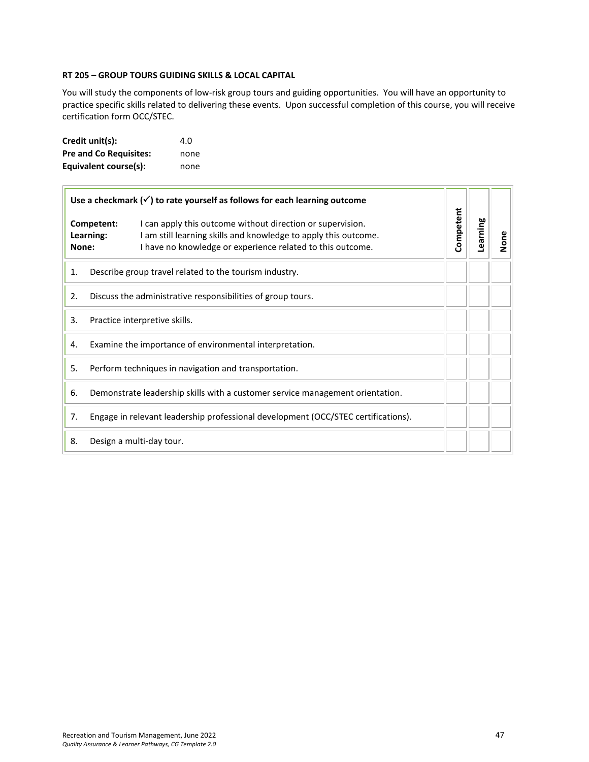**RT 205 – GROUP TOURS GUIDING SKILLS & LOCAL CAPITAL**

You will study the components of low-risk group tours and guiding opportunities. You will have an opportunity to practice specific skills related to delivering these events. Upon successful completion of this course, you will receive certification form OCC/STEC.

**Credit unit(s):** 4.0
**Pre and Co Requisites:** none
**Equivalent course(s):** none

| Use a checkmark (✓) to rate yourself as follows for each learning outcome<br><br>**Competent:** I can apply this outcome without direction or supervision.<br>**Learning:** I am still learning skills and knowledge to apply this outcome.<br>**None:** I have no knowledge or experience related to this outcome. | Competent | Learning | None |
|---|---|---|---|
| 1. Describe group travel related to the tourism industry. | | | |
| 2. Discuss the administrative responsibilities of group tours. | | | |
| 3. Practice interpretive skills. | | | |
| 4. Examine the importance of environmental interpretation. | | | |
| 5. Perform techniques in navigation and transportation. | | | |
| 6. Demonstrate leadership skills with a customer service management orientation. | | | |
| 7. Engage in relevant leadership professional development (OCC/STEC certifications). | | | |
| 8. Design a multi-day tour. | | | |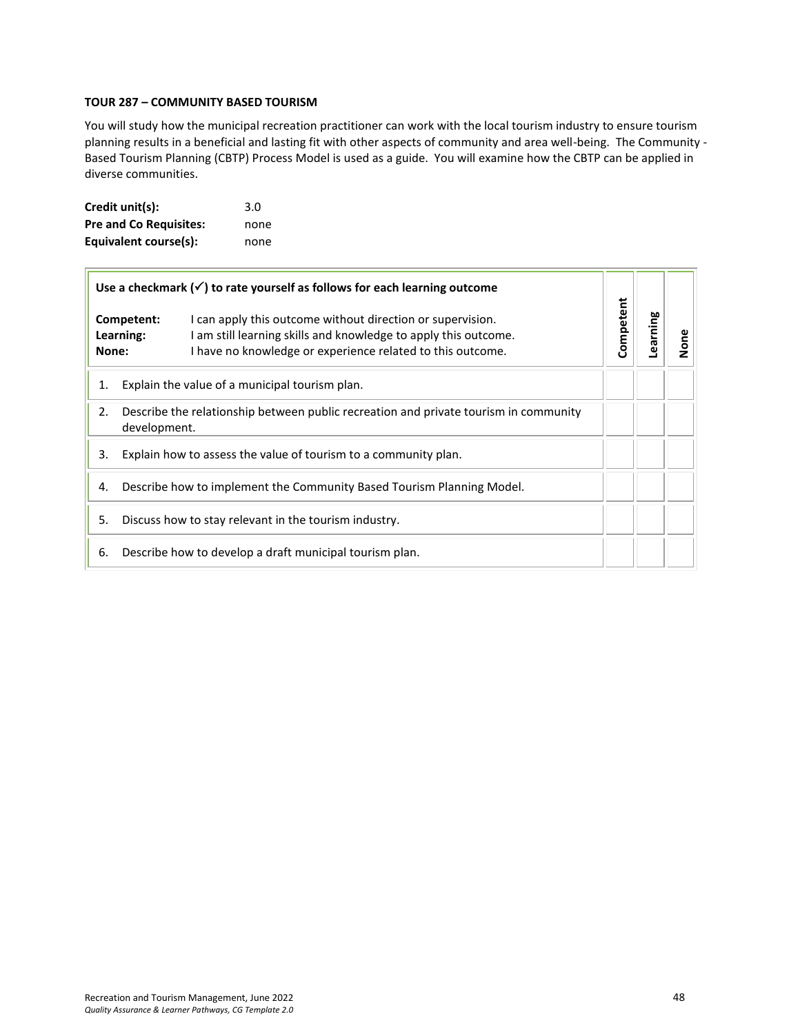### TOUR 287 – COMMUNITY BASED TOURISM

You will study how the municipal recreation practitioner can work with the local tourism industry to ensure tourism planning results in a beneficial and lasting fit with other aspects of community and area well-being. The Community - Based Tourism Planning (CBTP) Process Model is used as a guide. You will examine how the CBTP can be applied in diverse communities.

**Credit unit(s):** 3.0
**Pre and Co Requisites:** none
**Equivalent course(s):** none

| Use a checkmark (✓) to rate yourself as follows for each learning outcome<br><br>**Competent:** I can apply this outcome without direction or supervision.<br>**Learning:** I am still learning skills and knowledge to apply this outcome.<br>**None:** I have no knowledge or experience related to this outcome. | Competent | Learning | None |
|---|---|---|---|
| 1. Explain the value of a municipal tourism plan. | | | |
| 2. Describe the relationship between public recreation and private tourism in community development. | | | |
| 3. Explain how to assess the value of tourism to a community plan. | | | |
| 4. Describe how to implement the Community Based Tourism Planning Model. | | | |
| 5. Discuss how to stay relevant in the tourism industry. | | | |
| 6. Describe how to develop a draft municipal tourism plan. | | | |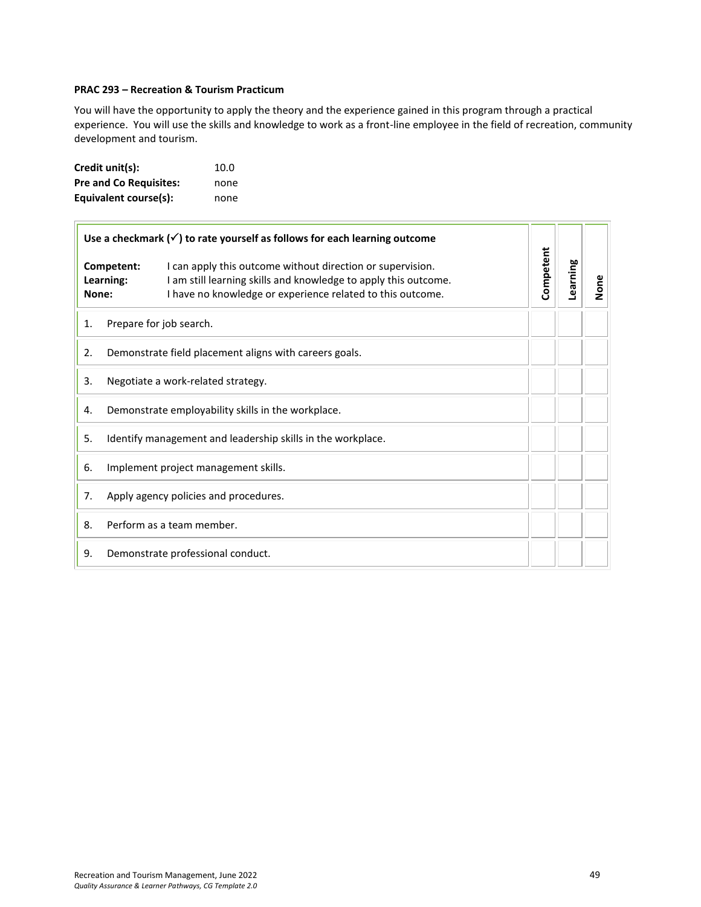**PRAC 293 – Recreation & Tourism Practicum**

You will have the opportunity to apply the theory and the experience gained in this program through a practical experience. You will use the skills and knowledge to work as a front-line employee in the field of recreation, community development and tourism.

**Credit unit(s):** 10.0
**Pre and Co Requisites:** none
**Equivalent course(s):** none

| Use a checkmark (✓) to rate yourself as follows for each learning outcome<br>**Competent:** I can apply this outcome without direction or supervision.<br>**Learning:** I am still learning skills and knowledge to apply this outcome.<br>**None:** I have no knowledge or experience related to this outcome. | Competent | Learning | None |
|---|---|---|---|
| 1. Prepare for job search. | | | |
| 2. Demonstrate field placement aligns with careers goals. | | | |
| 3. Negotiate a work-related strategy. | | | |
| 4. Demonstrate employability skills in the workplace. | | | |
| 5. Identify management and leadership skills in the workplace. | | | |
| 6. Implement project management skills. | | | |
| 7. Apply agency policies and procedures. | | | |
| 8. Perform as a team member. | | | |
| 9. Demonstrate professional conduct. | | | |